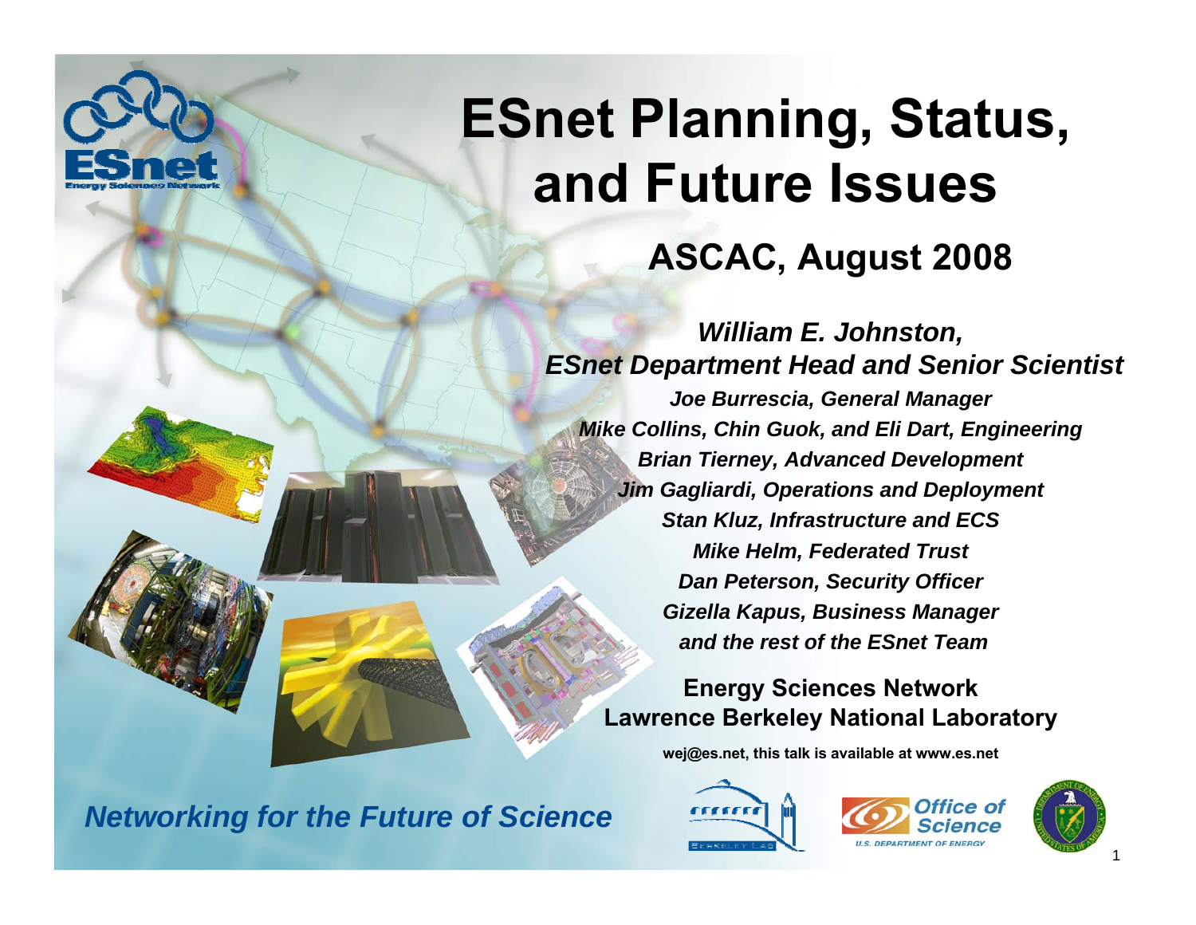# ESnet Planning, Status, and Future Issues

## ASCAC, August 2008

***William E. Johnston,***
***ESnet Department Head and Senior Scientist***

***Joe Burrescia, General Manager***
***Mike Collins, Chin Guok, and Eli Dart, Engineering***
***Brian Tierney, Advanced Development***
***Jim Gagliardi, Operations and Deployment***
***Stan Kluz, Infrastructure and ECS***
***Mike Helm, Federated Trust***
***Dan Peterson, Security Officer***
***Gizella Kapus, Business Manager***
***and the rest of the ESnet Team***

**Energy Sciences Network**
**Lawrence Berkeley National Laboratory**

**wej@es.net, this talk is available at www.es.net**

***Networking for the Future of Science***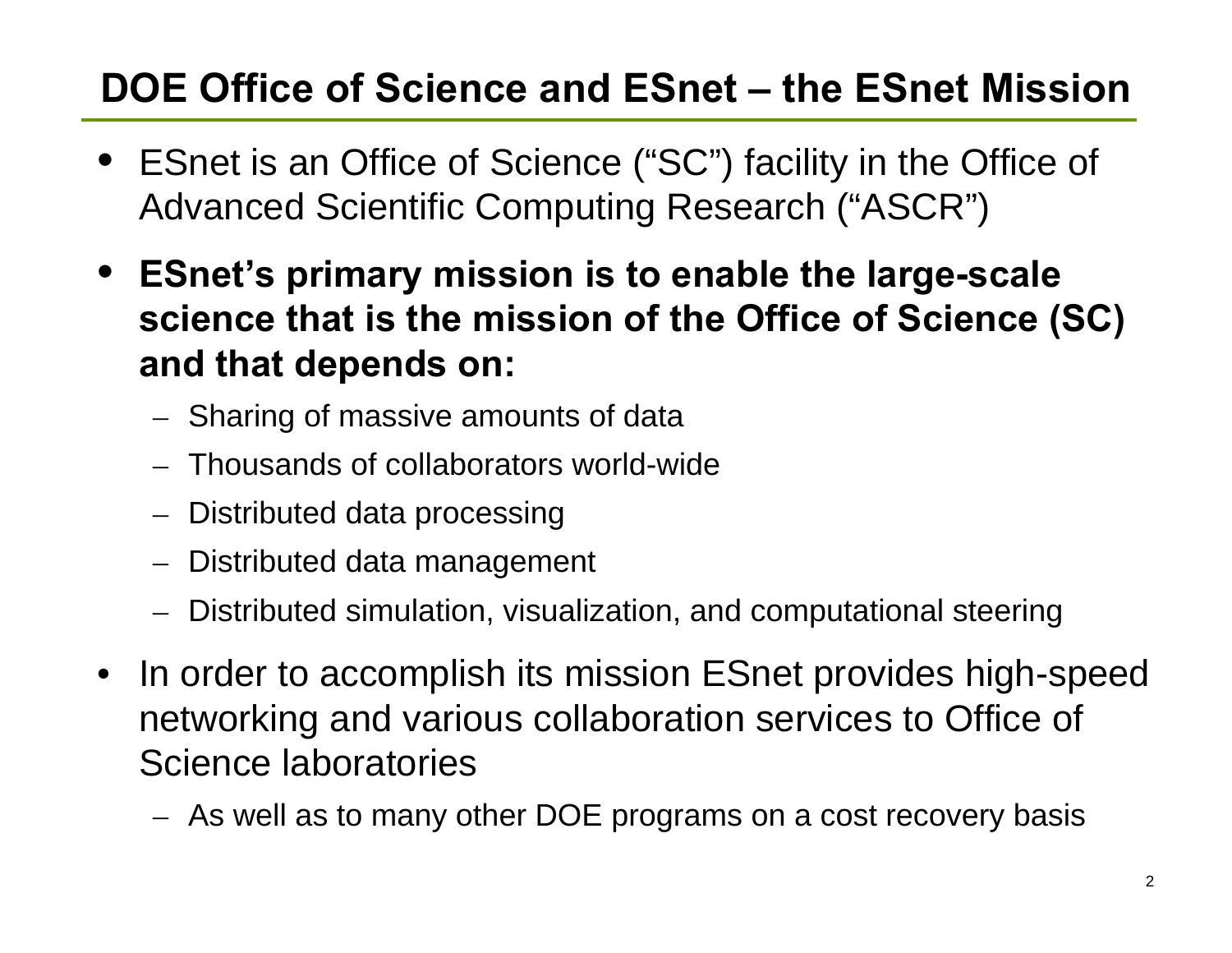# DOE Office of Science and ESnet – the ESnet Mission

- ESnet is an Office of Science (“SC”) facility in the Office of Advanced Scientific Computing Research (“ASCR”)
- **ESnet’s primary mission is to enable the large-scale science that is the mission of the Office of Science (SC) and that depends on:**
  - Sharing of massive amounts of data
  - Thousands of collaborators world-wide
  - Distributed data processing
  - Distributed data management
  - Distributed simulation, visualization, and computational steering
- In order to accomplish its mission ESnet provides high-speed networking and various collaboration services to Office of Science laboratories
  - As well as to many other DOE programs on a cost recovery basis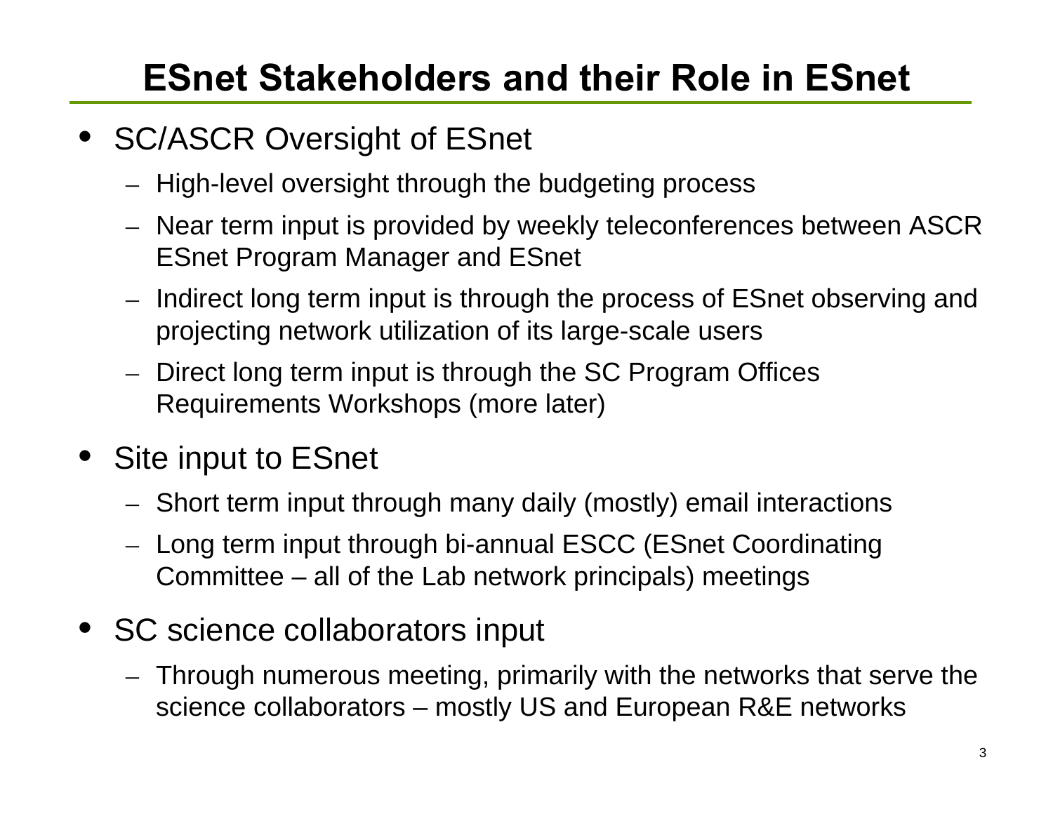# ESnet Stakeholders and their Role in ESnet

- SC/ASCR Oversight of ESnet
  - High-level oversight through the budgeting process
  - Near term input is provided by weekly teleconferences between ASCR ESnet Program Manager and ESnet
  - Indirect long term input is through the process of ESnet observing and projecting network utilization of its large-scale users
  - Direct long term input is through the SC Program Offices Requirements Workshops (more later)
- Site input to ESnet
  - Short term input through many daily (mostly) email interactions
  - Long term input through bi-annual ESCC (ESnet Coordinating Committee – all of the Lab network principals) meetings
- SC science collaborators input
  - Through numerous meeting, primarily with the networks that serve the science collaborators – mostly US and European R&E networks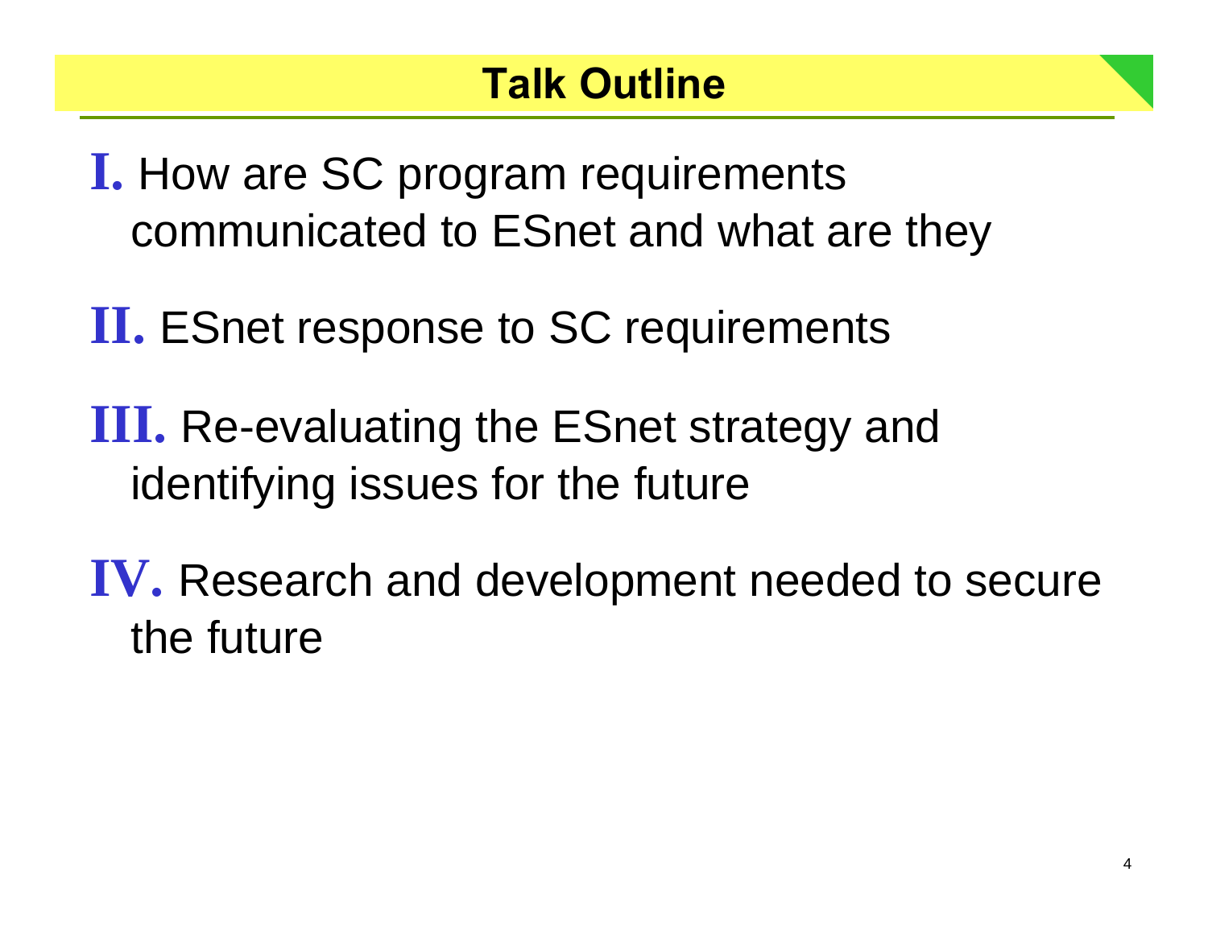# Talk Outline

**I.** How are SC program requirements communicated to ESnet and what are they

**II.** ESnet response to SC requirements

**III.** Re-evaluating the ESnet strategy and identifying issues for the future

**IV.** Research and development needed to secure the future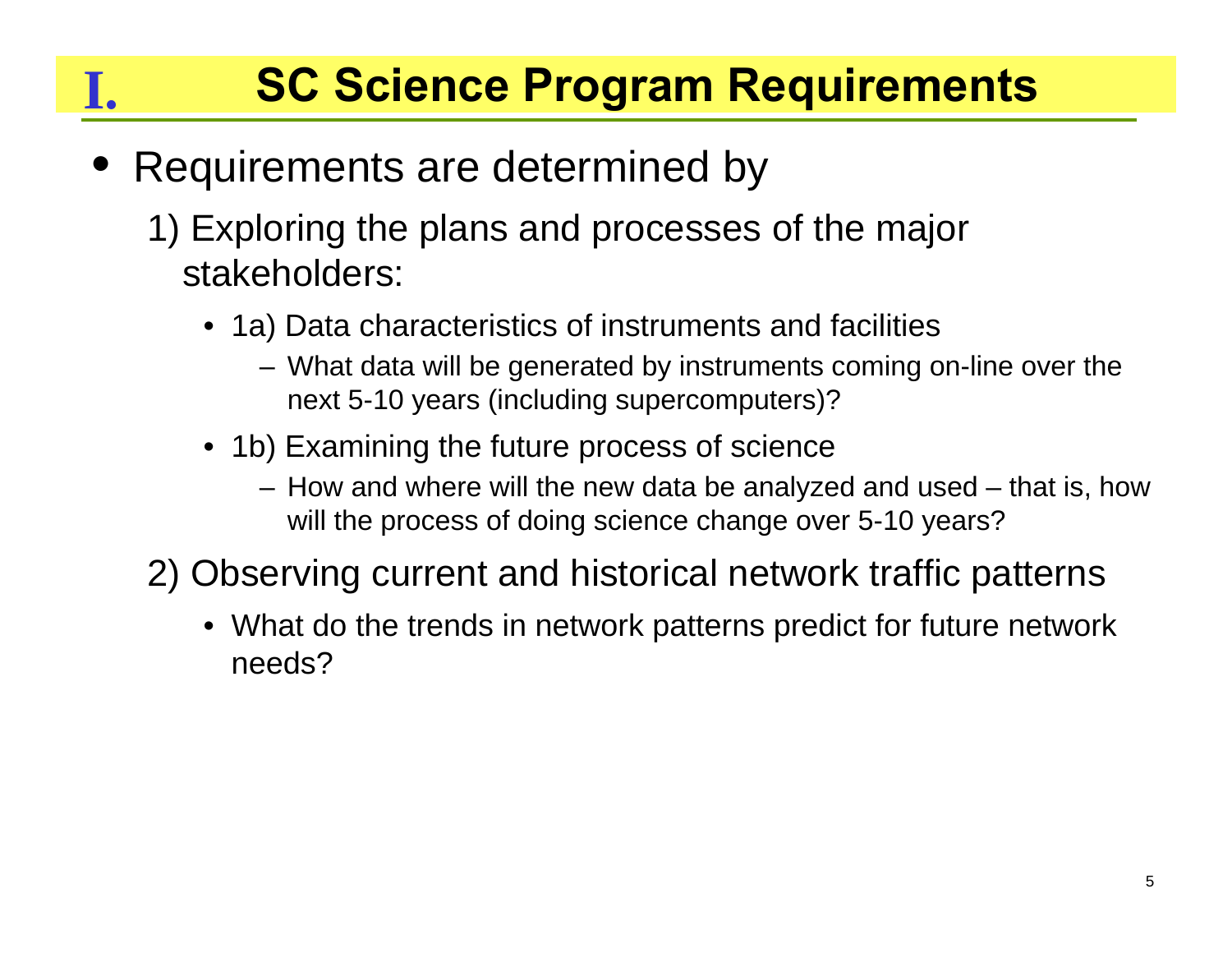# I. SC Science Program Requirements

- Requirements are determined by
  1) Exploring the plans and processes of the major stakeholders:
     - 1a) Data characteristics of instruments and facilities
       - What data will be generated by instruments coming on-line over the next 5-10 years (including supercomputers)?
     - 1b) Examining the future process of science
       - How and where will the new data be analyzed and used – that is, how will the process of doing science change over 5-10 years?
  2) Observing current and historical network traffic patterns
     - What do the trends in network patterns predict for future network needs?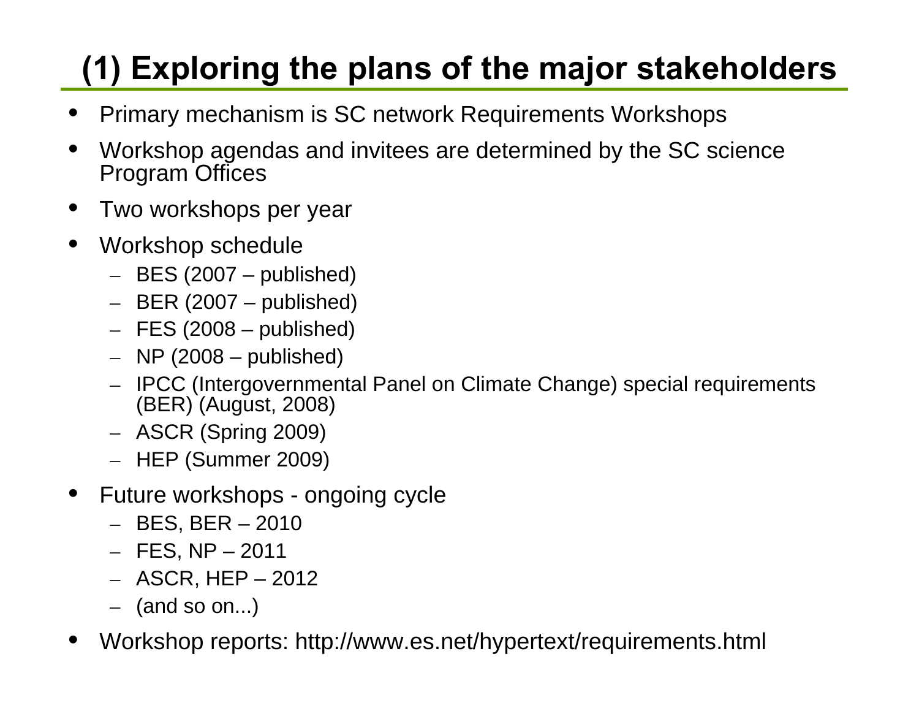# (1) Exploring the plans of the major stakeholders

- Primary mechanism is SC network Requirements Workshops
- Workshop agendas and invitees are determined by the SC science Program Offices
- Two workshops per year
- Workshop schedule
  - BES (2007 – published)
  - BER (2007 – published)
  - FES (2008 – published)
  - NP (2008 – published)
  - IPCC (Intergovernmental Panel on Climate Change) special requirements (BER) (August, 2008)
  - ASCR (Spring 2009)
  - HEP (Summer 2009)
- Future workshops - ongoing cycle
  - BES, BER – 2010
  - FES, NP – 2011
  - ASCR, HEP – 2012
  - (and so on...)
- Workshop reports: http://www.es.net/hypertext/requirements.html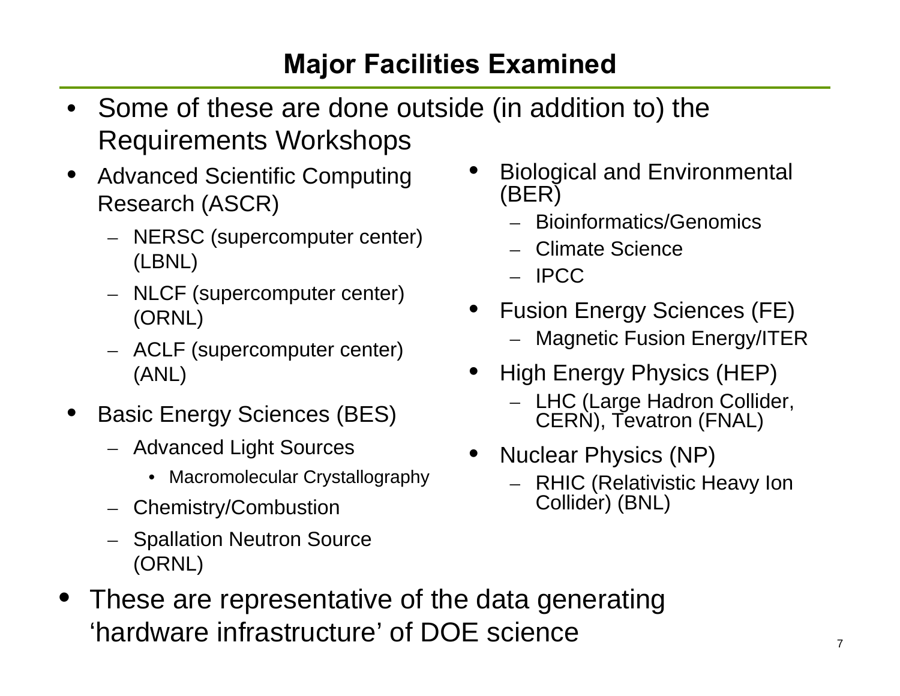# Major Facilities Examined

- Some of these are done outside (in addition to) the Requirements Workshops

- Advanced Scientific Computing Research (ASCR)
  - NERSC (supercomputer center) (LBNL)
  - NLCF (supercomputer center) (ORNL)
  - ACLF (supercomputer center) (ANL)
- Basic Energy Sciences (BES)
  - Advanced Light Sources
    - Macromolecular Crystallography
  - Chemistry/Combustion
  - Spallation Neutron Source (ORNL)
- Biological and Environmental (BER)
  - Bioinformatics/Genomics
  - Climate Science
  - IPCC
- Fusion Energy Sciences (FE)
  - Magnetic Fusion Energy/ITER
- High Energy Physics (HEP)
  - LHC (Large Hadron Collider, CERN), Tevatron (FNAL)
- Nuclear Physics (NP)
  - RHIC (Relativistic Heavy Ion Collider) (BNL)

- These are representative of the data generating 'hardware infrastructure' of DOE science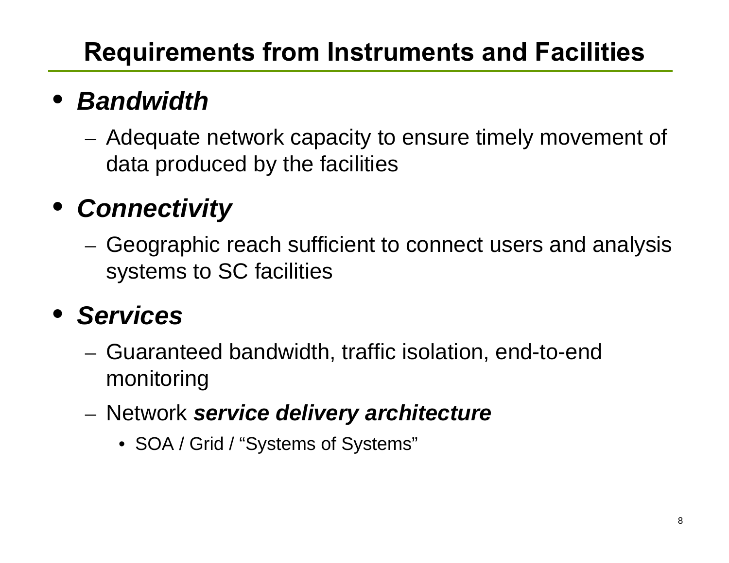# Requirements from Instruments and Facilities

- ***Bandwidth***
  - Adequate network capacity to ensure timely movement of data produced by the facilities
- ***Connectivity***
  - Geographic reach sufficient to connect users and analysis systems to SC facilities
- ***Services***
  - Guaranteed bandwidth, traffic isolation, end-to-end monitoring
  - Network ***service delivery architecture***
    - SOA / Grid / “Systems of Systems”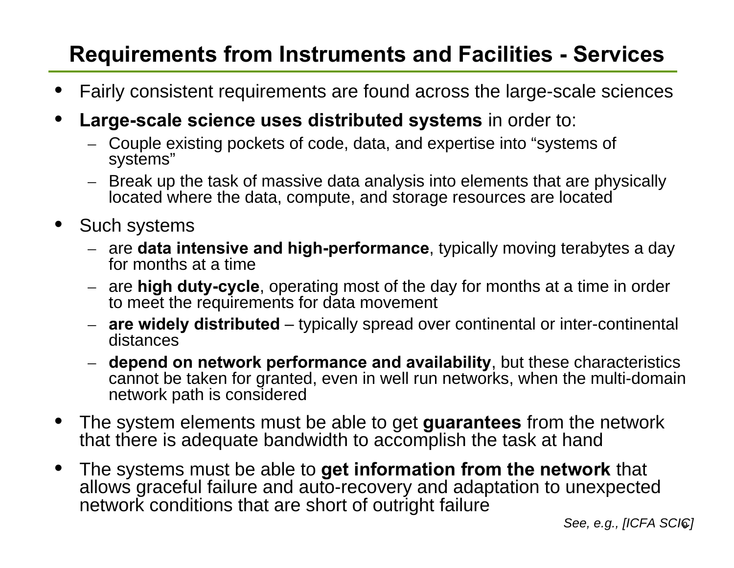# Requirements from Instruments and Facilities - Services

- Fairly consistent requirements are found across the large-scale sciences
- **Large-scale science uses distributed systems** in order to:
  - Couple existing pockets of code, data, and expertise into "systems of systems"
  - Break up the task of massive data analysis into elements that are physically located where the data, compute, and storage resources are located
- Such systems
  - are **data intensive and high-performance**, typically moving terabytes a day for months at a time
  - are **high duty-cycle**, operating most of the day for months at a time in order to meet the requirements for data movement
  - **are widely distributed** – typically spread over continental or inter-continental distances
  - **depend on network performance and availability**, but these characteristics cannot be taken for granted, even in well run networks, when the multi-domain network path is considered
- The system elements must be able to get **guarantees** from the network that there is adequate bandwidth to accomplish the task at hand
- The systems must be able to **get information from the network** that allows graceful failure and auto-recovery and adaptation to unexpected network conditions that are short of outright failure

*See, e.g., [ICFA SCIC]*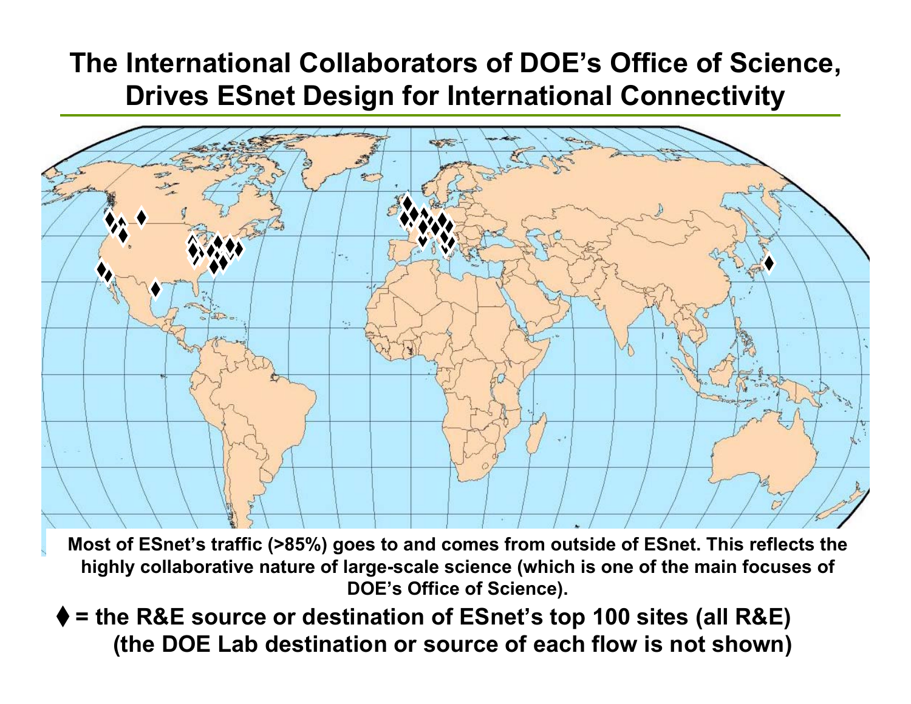# The International Collaborators of DOE's Office of Science, Drives ESnet Design for International Connectivity

**Most of ESnet's traffic (>85%) goes to and comes from outside of ESnet. This reflects the highly collaborative nature of large-scale science (which is one of the main focuses of DOE's Office of Science).**

**⧫ = the R&E source or destination of ESnet's top 100 sites (all R&E) (the DOE Lab destination or source of each flow is not shown)**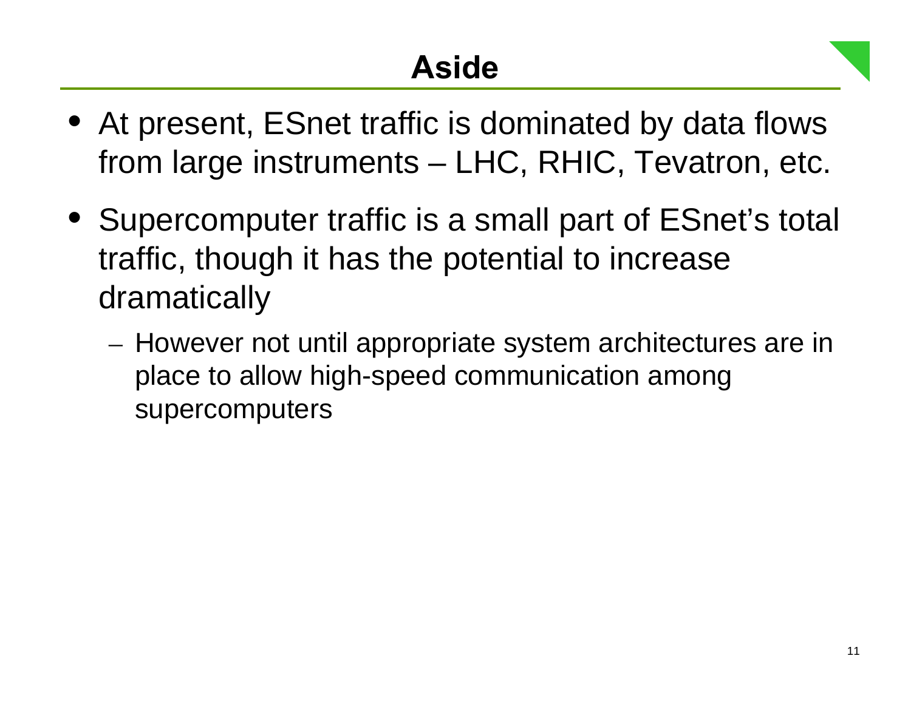# Aside

- At present, ESnet traffic is dominated by data flows from large instruments – LHC, RHIC, Tevatron, etc.
- Supercomputer traffic is a small part of ESnet's total traffic, though it has the potential to increase dramatically
  - However not until appropriate system architectures are in place to allow high-speed communication among supercomputers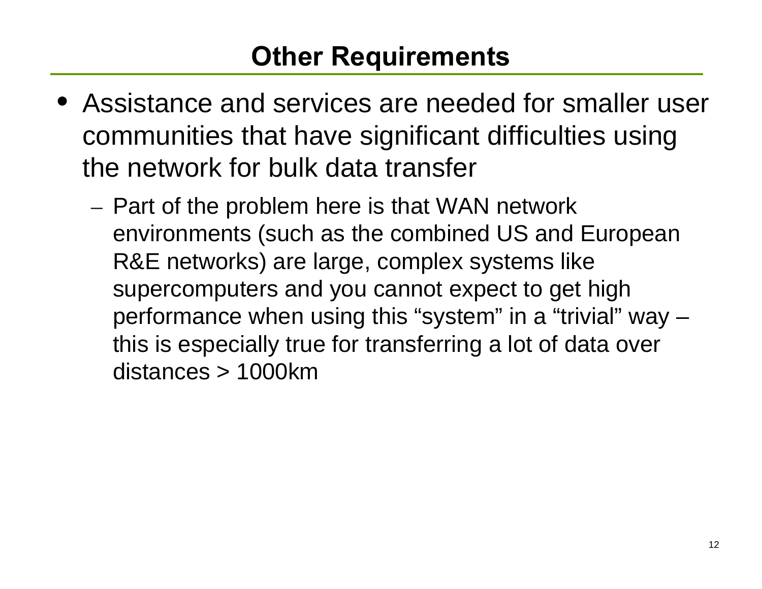# Other Requirements

- Assistance and services are needed for smaller user communities that have significant difficulties using the network for bulk data transfer
  - Part of the problem here is that WAN network environments (such as the combined US and European R&E networks) are large, complex systems like supercomputers and you cannot expect to get high performance when using this “system” in a “trivial” way – this is especially true for transferring a lot of data over distances > 1000km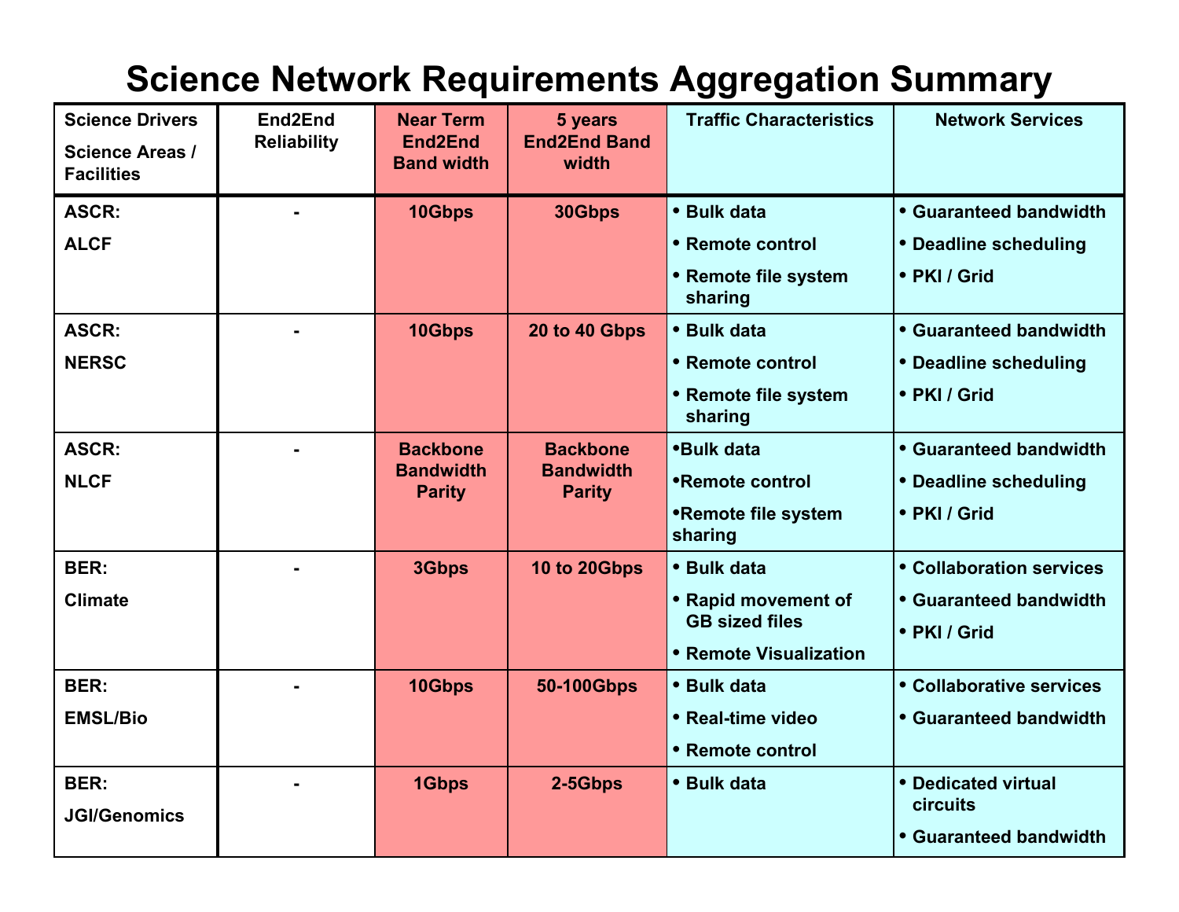# Science Network Requirements Aggregation Summary

| Science Drivers<br>Science Areas / Facilities | End2End Reliability | Near Term End2End Band width | 5 years End2End Band width | Traffic Characteristics | Network Services |
|---|---|---|---|---|---|
| ASCR:<br>ALCF | - | 10Gbps | 30Gbps | • Bulk data<br>• Remote control<br>• Remote file system sharing | • Guaranteed bandwidth<br>• Deadline scheduling<br>• PKI / Grid |
| ASCR:<br>NERSC | - | 10Gbps | 20 to 40 Gbps | • Bulk data<br>• Remote control<br>• Remote file system sharing | • Guaranteed bandwidth<br>• Deadline scheduling<br>• PKI / Grid |
| ASCR:<br>NLCF | - | Backbone Bandwidth Parity | Backbone Bandwidth Parity | •Bulk data<br>•Remote control<br>•Remote file system sharing | • Guaranteed bandwidth<br>• Deadline scheduling<br>• PKI / Grid |
| BER:<br>Climate | - | 3Gbps | 10 to 20Gbps | • Bulk data<br>• Rapid movement of GB sized files<br>• Remote Visualization | • Collaboration services<br>• Guaranteed bandwidth<br>• PKI / Grid |
| BER:<br>EMSL/Bio | - | 10Gbps | 50-100Gbps | • Bulk data<br>• Real-time video<br>• Remote control | • Collaborative services<br>• Guaranteed bandwidth |
| BER:<br>JGI/Genomics | - | 1Gbps | 2-5Gbps | • Bulk data | • Dedicated virtual circuits<br>• Guaranteed bandwidth |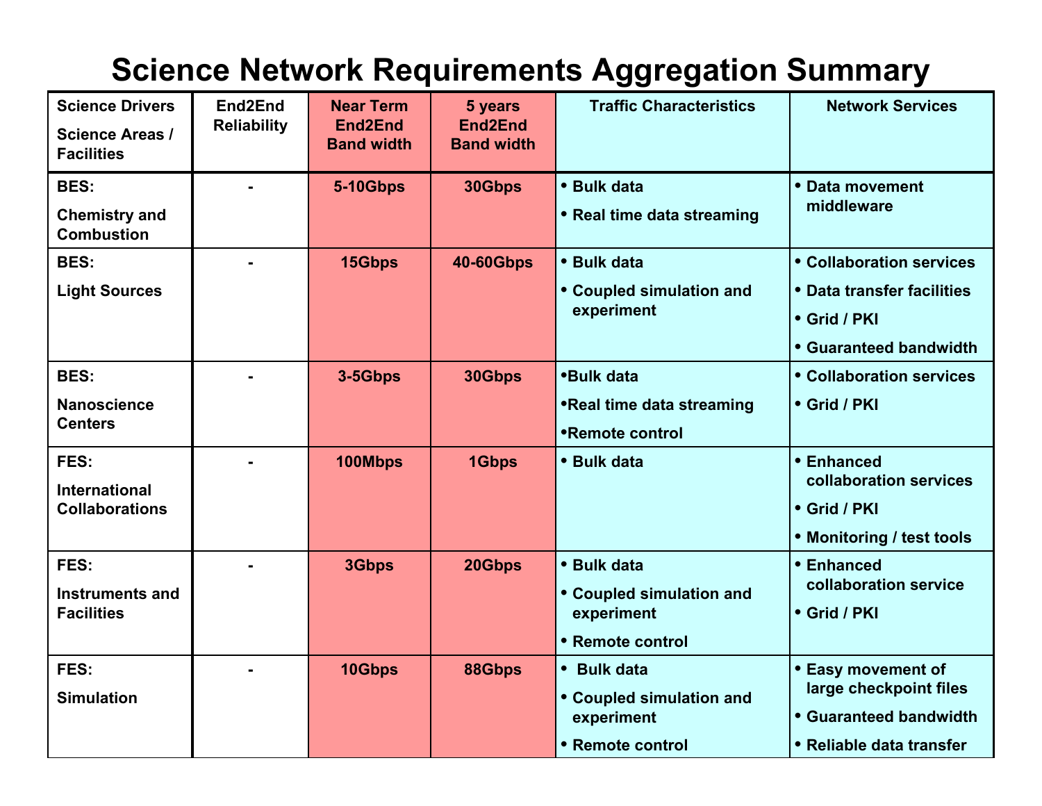# Science Network Requirements Aggregation Summary

| Science Drivers<br>Science Areas / Facilities | End2End Reliability | Near Term End2End Band width | 5 years End2End Band width | Traffic Characteristics | Network Services |
|---|---|---|---|---|---|
| BES:<br>Chemistry and Combustion | - | 5-10Gbps | 30Gbps | • Bulk data<br>• Real time data streaming | • Data movement middleware |
| BES:<br>Light Sources | - | 15Gbps | 40-60Gbps | • Bulk data<br>• Coupled simulation and experiment | • Collaboration services<br>• Data transfer facilities<br>• Grid / PKI<br>• Guaranteed bandwidth |
| BES:<br>Nanoscience Centers | - | 3-5Gbps | 30Gbps | • Bulk data<br>• Real time data streaming<br>• Remote control | • Collaboration services<br>• Grid / PKI |
| FES:<br>International Collaborations | - | 100Mbps | 1Gbps | • Bulk data | • Enhanced collaboration services<br>• Grid / PKI<br>• Monitoring / test tools |
| FES:<br>Instruments and Facilities | - | 3Gbps | 20Gbps | • Bulk data<br>• Coupled simulation and experiment<br>• Remote control | • Enhanced collaboration service<br>• Grid / PKI |
| FES:<br>Simulation | - | 10Gbps | 88Gbps | • Bulk data<br>• Coupled simulation and experiment<br>• Remote control | • Easy movement of large checkpoint files<br>• Guaranteed bandwidth<br>• Reliable data transfer |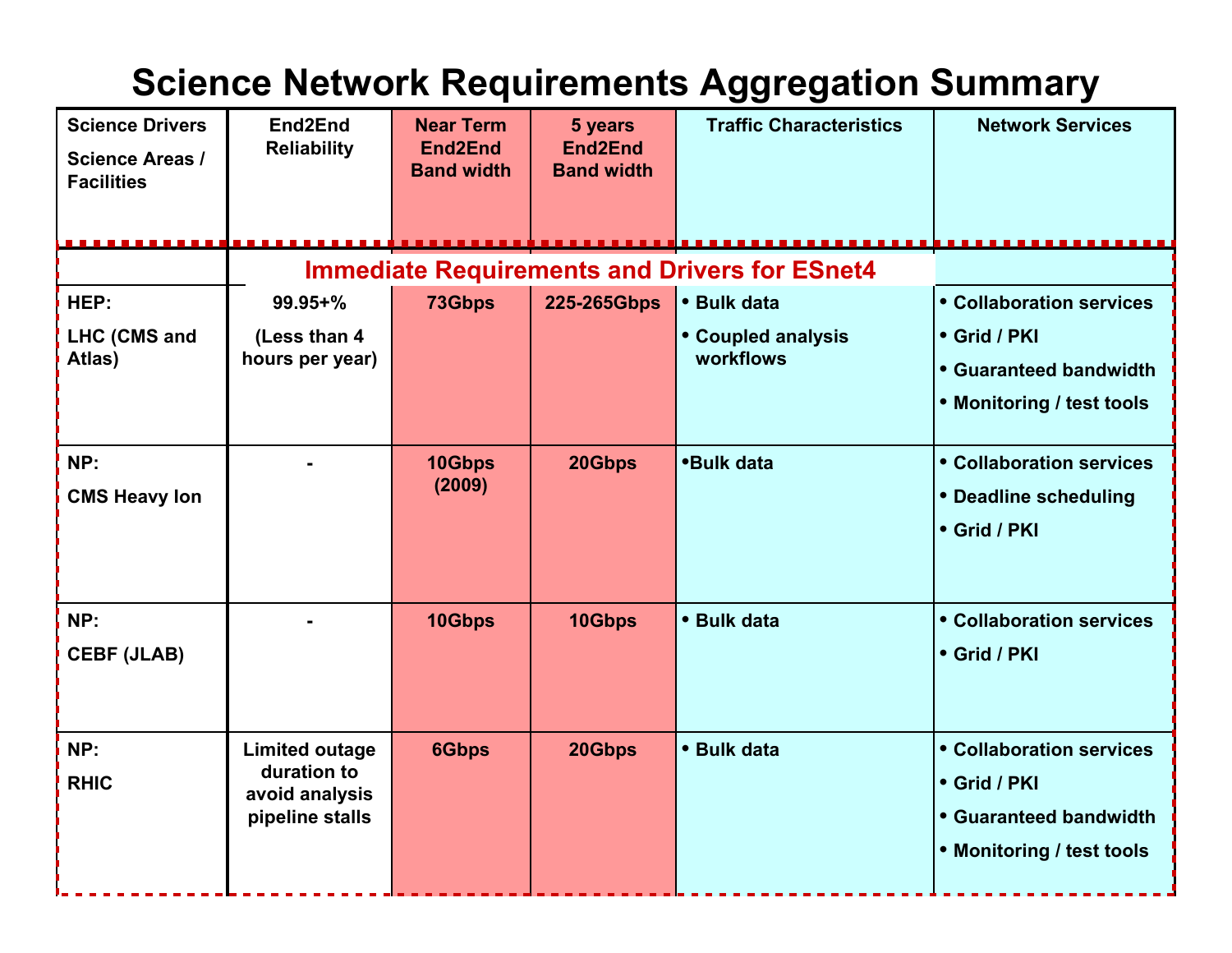# Science Network Requirements Aggregation Summary

| Science Drivers<br>Science Areas / Facilities | End2End Reliability | Near Term End2End Band width | 5 years End2End Band width | Traffic Characteristics | Network Services |
|---|---|---|---|---|---|
| | **Immediate Requirements and Drivers for ESnet4** | | | | |
| HEP:<br>LHC (CMS and Atlas) | 99.95+%<br>(Less than 4 hours per year) | 73Gbps | 225-265Gbps | • Bulk data<br>• Coupled analysis workflows | • Collaboration services<br>• Grid / PKI<br>• Guaranteed bandwidth<br>• Monitoring / test tools |
| NP:<br>CMS Heavy Ion | - | 10Gbps (2009) | 20Gbps | •Bulk data | • Collaboration services<br>• Deadline scheduling<br>• Grid / PKI |
| NP:<br>CEBF (JLAB) | - | 10Gbps | 10Gbps | • Bulk data | • Collaboration services<br>• Grid / PKI |
| NP:<br>RHIC | Limited outage duration to avoid analysis pipeline stalls | 6Gbps | 20Gbps | • Bulk data | • Collaboration services<br>• Grid / PKI<br>• Guaranteed bandwidth<br>• Monitoring / test tools |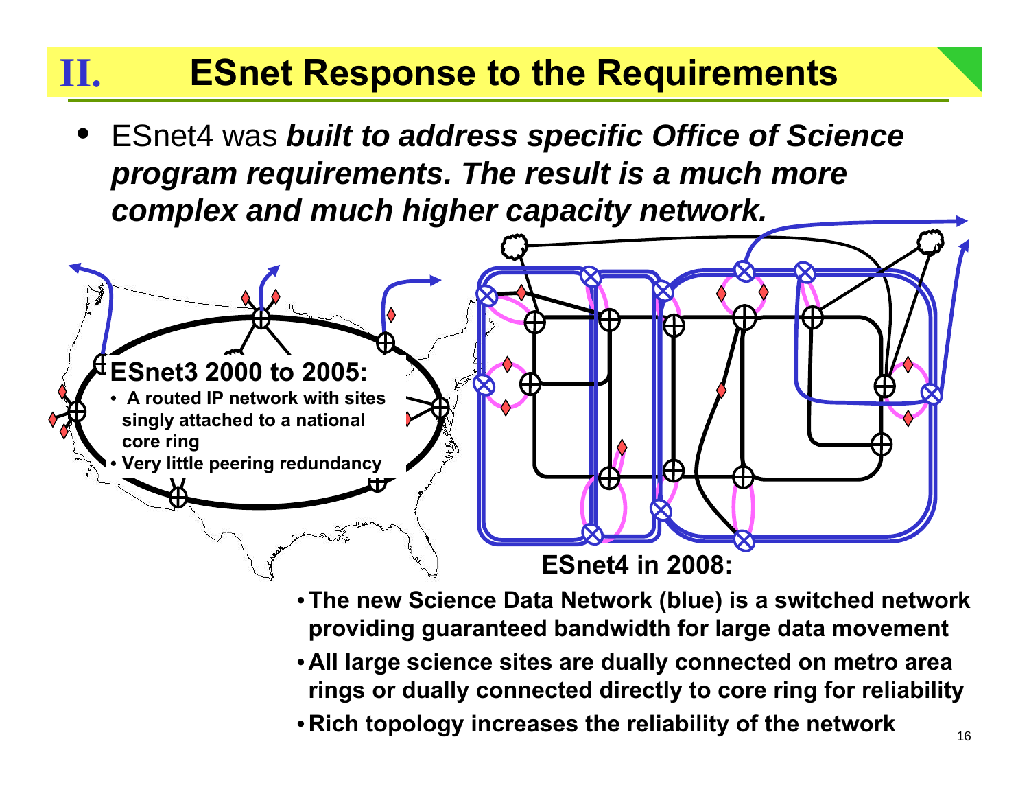# II. ESnet Response to the Requirements

- ESnet4 was ***built to address specific Office of Science program requirements. The result is a much more complex and much higher capacity network.***

**ESnet3 2000 to 2005:**

- **A routed IP network with sites singly attached to a national core ring**
- **Very little peering redundancy**

**ESnet4 in 2008:**

- **The new Science Data Network (blue) is a switched network providing guaranteed bandwidth for large data movement**
- **All large science sites are dually connected on metro area rings or dually connected directly to core ring for reliability**
- **Rich topology increases the reliability of the network**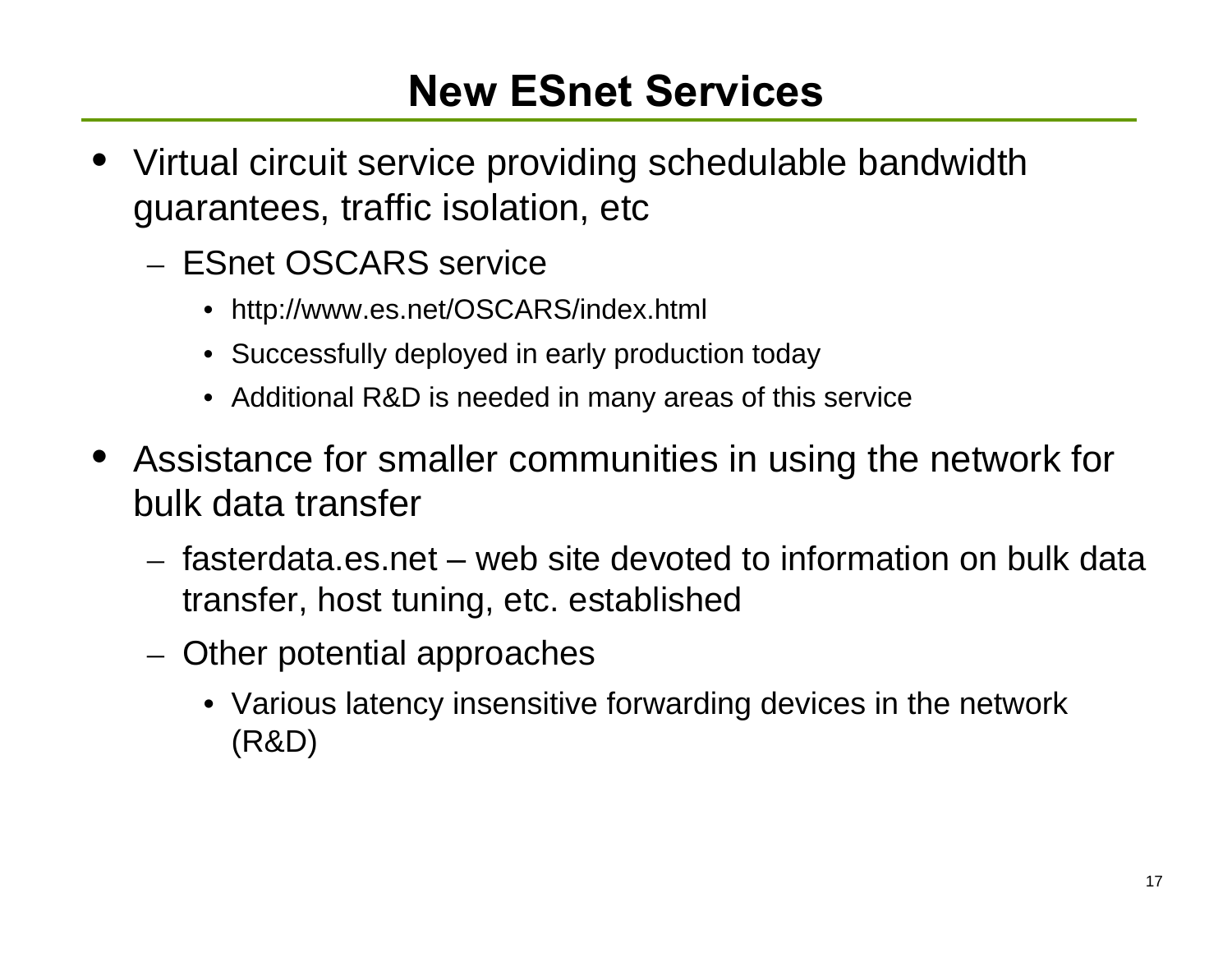# New ESnet Services

- Virtual circuit service providing schedulable bandwidth guarantees, traffic isolation, etc
  - ESnet OSCARS service
    - http://www.es.net/OSCARS/index.html
    - Successfully deployed in early production today
    - Additional R&D is needed in many areas of this service
- Assistance for smaller communities in using the network for bulk data transfer
  - fasterdata.es.net – web site devoted to information on bulk data transfer, host tuning, etc. established
  - Other potential approaches
    - Various latency insensitive forwarding devices in the network (R&D)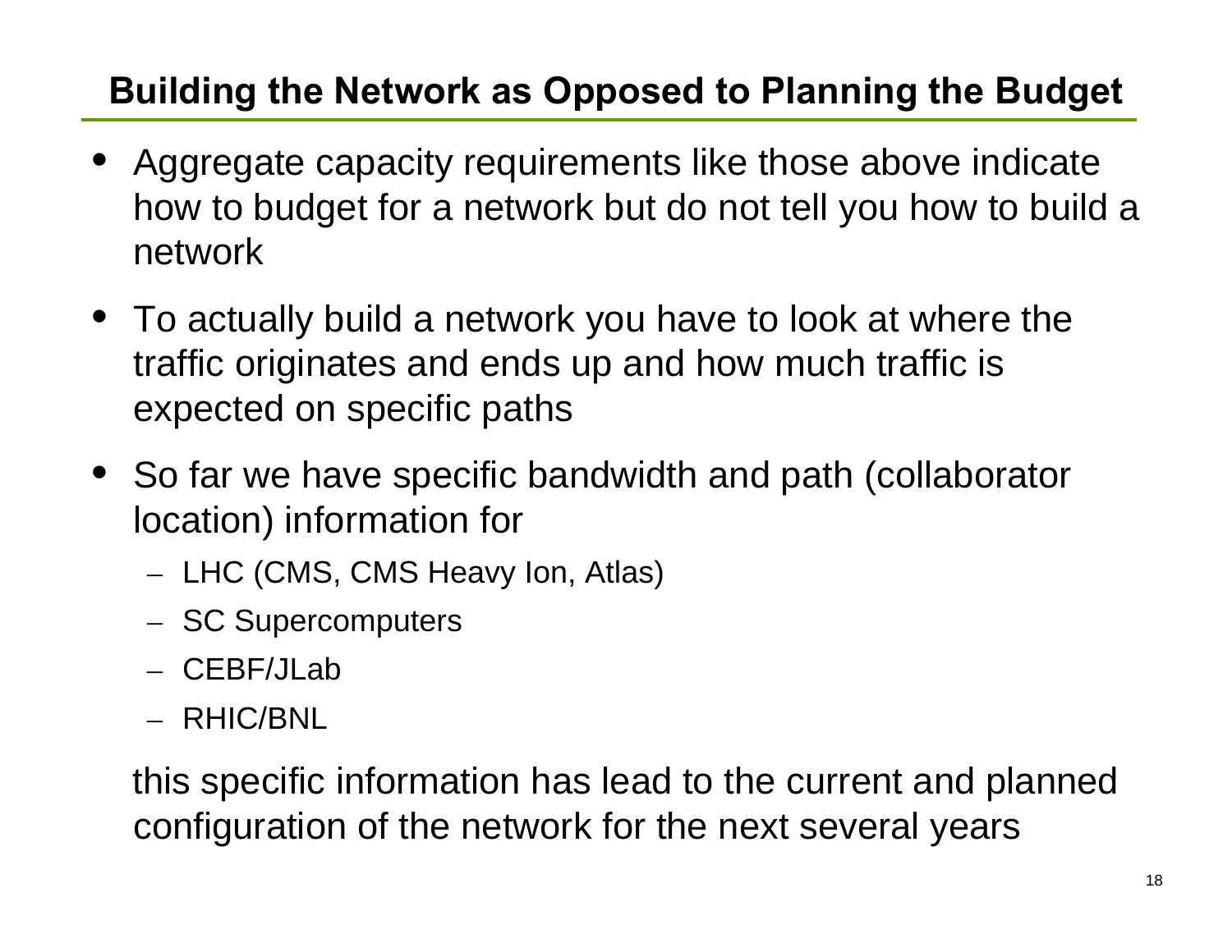## Building the Network as Opposed to Planning the Budget

- Aggregate capacity requirements like those above indicate how to budget for a network but do not tell you how to build a network
- To actually build a network you have to look at where the traffic originates and ends up and how much traffic is expected on specific paths
- So far we have specific bandwidth and path (collaborator location) information for
  - LHC (CMS, CMS Heavy Ion, Atlas)
  - SC Supercomputers
  - CEBF/JLab
  - RHIC/BNL

  this specific information has lead to the current and planned configuration of the network for the next several years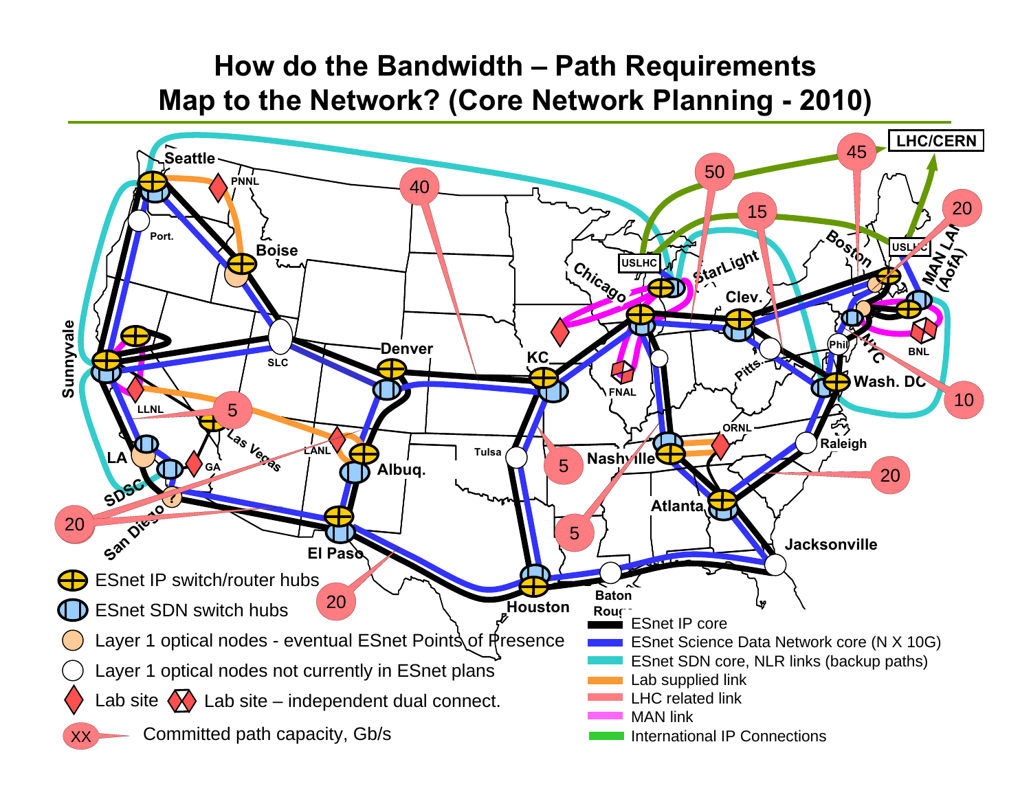# How do the Bandwidth – Path Requirements Map to the Network? (Core Network Planning - 2010)

Seattle, PNNL, Port., Boise, Sunnyvale, SLC, Denver, KC, Chicago, USLHC, StarLight, Clev., Boston, USLHC, MAN LAN (AofA), LHC/CERN, BNL, NYC, Phil, Wash. DC, Pitts., FNAL, ORNL, Nashville, Raleigh, Atlanta, Jacksonville, Baton Rouge, Houston, Tulsa, Albuq., LANL, El Paso, Las Vegas, LLNL, LA, GA, SDSC, San Diego

Committed path capacities (Gb/s): 40, 50, 45, 15, 20, 10, 20, 5, 5, 5, 20, 20

- ESnet IP switch/router hubs
- ESnet SDN switch hubs
- Layer 1 optical nodes - eventual ESnet Points of Presence
- Layer 1 optical nodes not currently in ESnet plans
- Lab site
- Lab site – independent dual connect.
- XX: Committed path capacity, Gb/s

- ESnet IP core
- ESnet Science Data Network core (N X 10G)
- ESnet SDN core, NLR links (backup paths)
- Lab supplied link
- LHC related link
- MAN link
- International IP Connections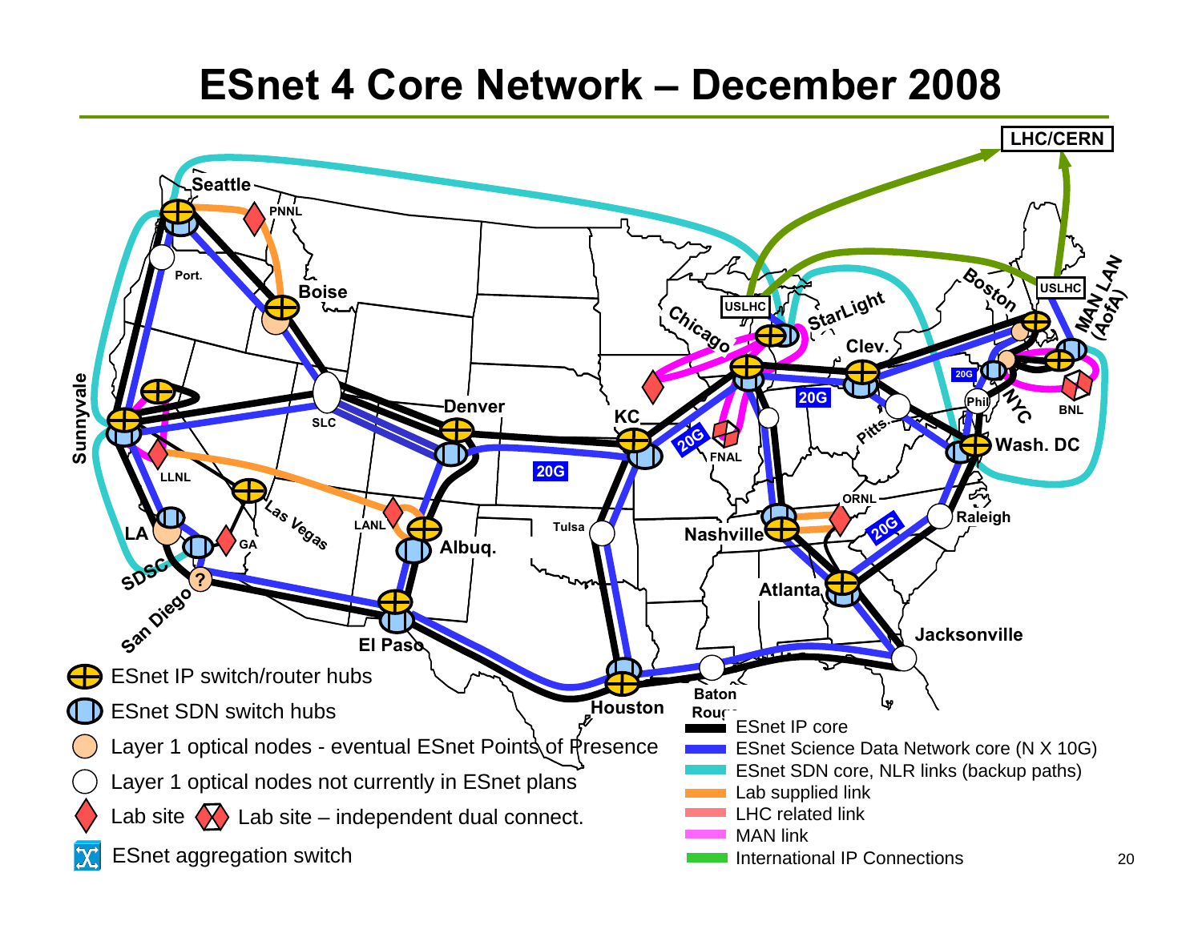# ESnet 4 Core Network – December 2008

LHC/CERN

Seattle, PNNL, Port., Boise, Sunnyvale, SLC, Denver, KC, Chicago, USLHC, StarLight, Clev., Boston, USLHC, MAN LAN (AofA), 20G, Phil, NYC, BNL, Pitts., Wash. DC, 20G, 20G, FNAL, 20G, LLNL, LA, GA, Las Vegas, LANL, Albuq., Tulsa, ORNL, Nashville, Raleigh, 20G, SDSC, San Diego, El Paso, Atlanta, Jacksonville, Houston, Baton Rouge

- ESnet IP switch/router hubs
- ESnet SDN switch hubs
- Layer 1 optical nodes - eventual ESnet Points of Presence
- Layer 1 optical nodes not currently in ESnet plans
- Lab site
- Lab site – independent dual connect.
- ESnet aggregation switch

- ESnet IP core
- ESnet Science Data Network core (N X 10G)
- ESnet SDN core, NLR links (backup paths)
- Lab supplied link
- LHC related link
- MAN link
- International IP Connections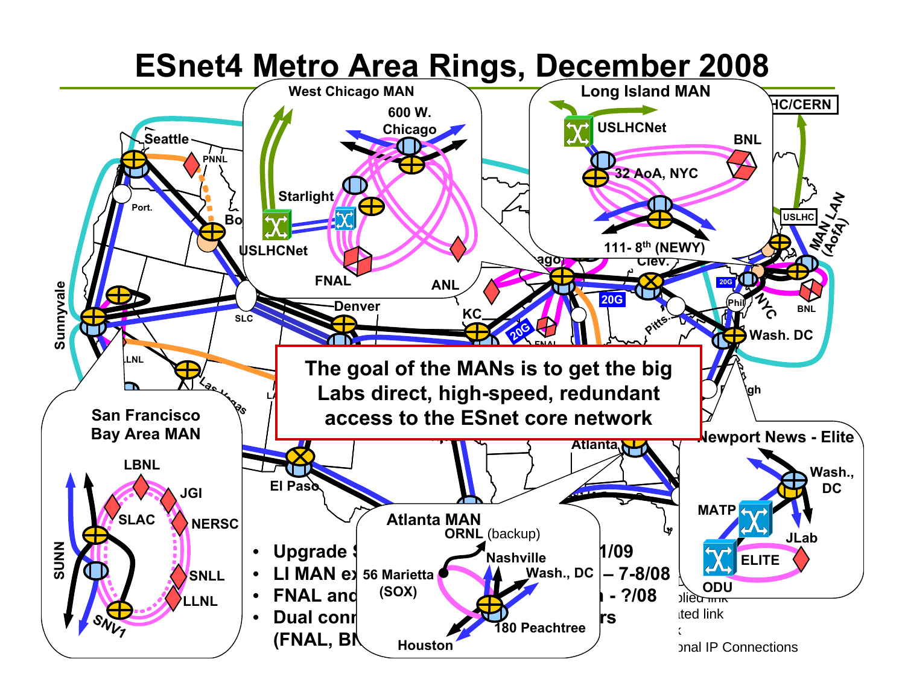# ESnet4 Metro Area Rings, December 2008

**The goal of the MANs is to get the big Labs direct, high-speed, redundant access to the ESnet core network**

- Upgrade S... 1/09
- LI MAN ex... – 7-8/08
- FNAL and ... - ?/08
- Dual conn... rs (FNAL, BN...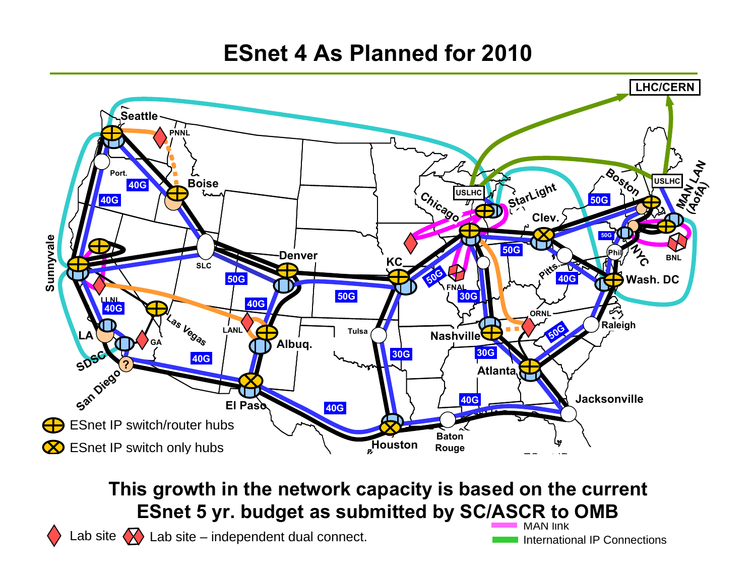# ESnet 4 As Planned for 2010

LHC/CERN

Seattle, PNNL, Port., Boise, Sunnyvale, LLNL, LA, SDSC, San Diego, GA, Las Vegas, SLC, Denver, LANL, Albuq., El Paso, Houston, Baton Rouge, Tulsa, KC, FNAL, Chicago, USLHC, StarLight, Clev., Pitts., Nashville, ORNL, Atlanta, Jacksonville, Raleigh, Wash. DC, Phil, NYC, BNL, Boston, USLHC, MAN LAN (AofA)

40G, 40G, 40G, 50G, 40G, 40G, 50G, 50G, 30G, 30G, 30G, 50G, 40G, 50G, 50G, 50G, 40G, 40G

- ESnet IP switch/router hubs
- ESnet IP switch only hubs

**This growth in the network capacity is based on the current ESnet 5 yr. budget as submitted by SC/ASCR to OMB**

- Lab site
- Lab site – independent dual connect.
- MAN link
- International IP Connections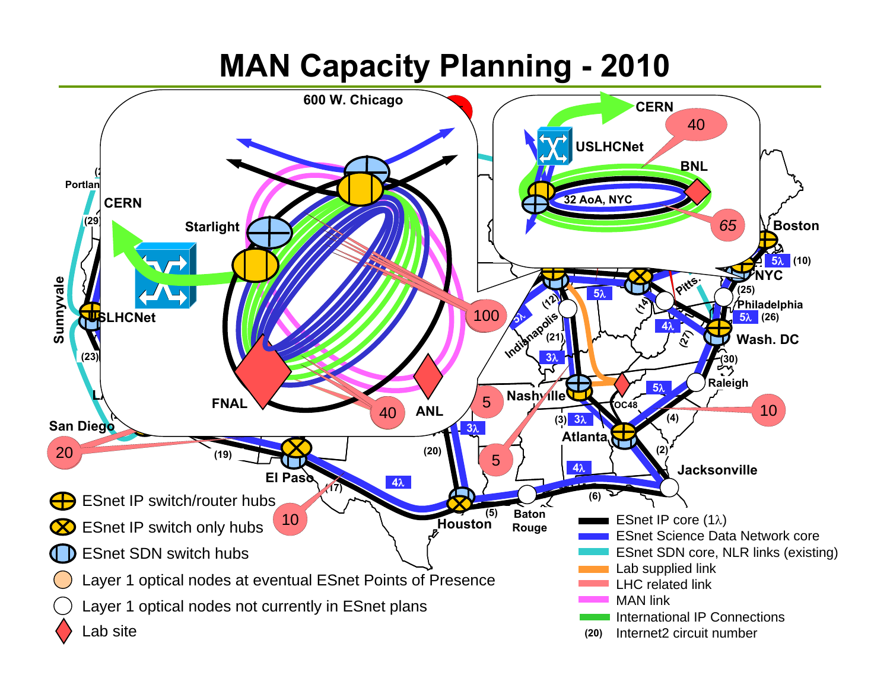# MAN Capacity Planning - 2010

600 W. Chicago

CERN

USLHCNet

Starlight

FNAL

ANL

100

40

CERN

40

USLHCNet

BNL

32 AoA, NYC

65

Portland

(29)

Sunnyvale

USLHCNet

(23)

LA

San Diego

20

(19)

El Paso

(17)

4λ

10

(20)

3λ

5

5

Houston

(5)

Baton Rouge

(6)

Jacksonville

4λ

(2)

Atlanta

(3) 3λ

(4)

Nashville

OC48

5λ

10

Raleigh

(30)

Wash. DC

(27)

4λ

5λ (26)

Philadelphia

(25)

NYC

5λ (10)

Boston

Pitts.

(14)

5λ

(12)

Indianapolis

(21)

3λ

5λ

- ESnet IP switch/router hubs
- ESnet IP switch only hubs
- ESnet SDN switch hubs
- Layer 1 optical nodes at eventual ESnet Points of Presence
- Layer 1 optical nodes not currently in ESnet plans
- Lab site

- ESnet IP core (1λ)
- ESnet Science Data Network core
- ESnet SDN core, NLR links (existing)
- Lab supplied link
- LHC related link
- MAN link
- International IP Connections
- (20) Internet2 circuit number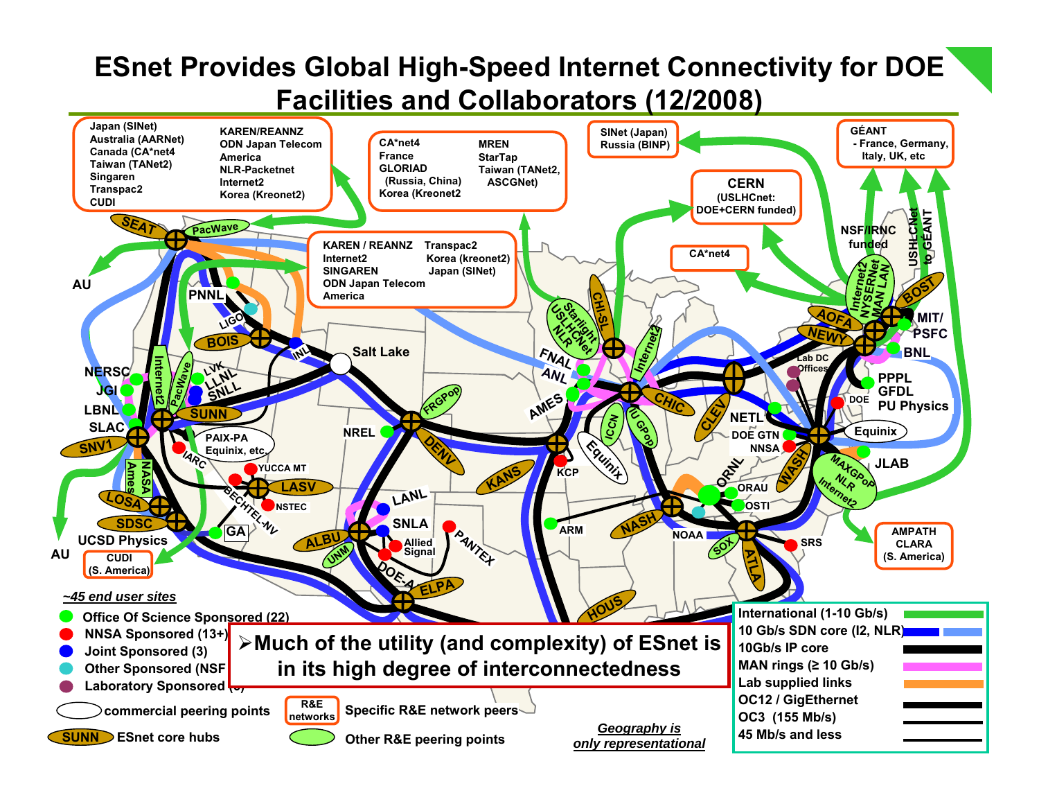# ESnet Provides Global High-Speed Internet Connectivity for DOE Facilities and Collaborators (12/2008)

Japan (SINet)
Australia (AARNet)
Canada (CA*net4
Taiwan (TANet2)
Singaren
Transpac2
CUDI

KAREN/REANNZ
ODN Japan Telecom America
NLR-Packetnet
Internet2
Korea (Kreonet2)

CA*net4
France
GLORIAD (Russia, China)
Korea (Kreonet2

MREN
StarTap
Taiwan (TANet2, ASCGNet)

SINet (Japan)
Russia (BINP)

GÉANT
- France, Germany, Italy, UK, etc

CERN
(USLHCnet: DOE+CERN funded)

CA*net4

NSF/IRNC funded

USLHCNet to GEANT

KAREN / REANNZ
Internet2
SINGAREN
ODN Japan Telecom America

Transpac2
Korea (kreonet2)
Japan (SINet)

AMPATH
CLARA
(S. America)

CUDI
(S. America)

AU

AU

SEAT, PacWave, PNNL, LIGO, BOIS, INL, Salt Lake, NERSC, JGI, LBNL, SLAC, SNV1, Internet2, PacWave, LVK, LLNL, SNLL, SUNN, PAIX-PA Equinix, etc., IARC, NASA Ames, YUCCA MT, LASV, NSTEC, BECHTEL-NV, LOSA, SDSC, UCSD Physics, GA, NREL, FRGPoP, DENV, LANL, SNLA, ALBU, UNM, Allied Signal, PANTEX, DOE-AL, ELPA, KANS, KCP, Starlight, USLHCNet, NLR, CHI-SL, FNAL, ANL, AMES, Internet2, CHIC, ICCN, IU GPoP, Equinix, ARM, HOUS, NASH, ORNL, ORAU, OSTI, NOAA, SOX, ATLA, SRS, CLEV, NETL, DOE GTN, NNSA, WASH, MAXGPoP NLR Internet2, JLAB, Equinix, PPPL, GFDL, PU Physics, DOE, Lab DC Offices, BNL, NEWY, AOFA, Internet2 NYSERNet MAN LAN, BOST, MIT/PSFC

~45 end user sites

- Office Of Science Sponsored (22)
- NNSA Sponsored (13+)
- Joint Sponsored (3)
- Other Sponsored (NSF LIGO, NOAA)
- Laboratory Sponsored (6)

commercial peering points

SUNN ESnet core hubs

R&E networks — Specific R&E network peers

Other R&E peering points

➢Much of the utility (and complexity) of ESnet is in its high degree of interconnectedness

*Geography is only representational*

| |
|---|
| International (1-10 Gb/s) |
| 10 Gb/s SDN core (I2, NLR) |
| 10Gb/s IP core |
| MAN rings (≥ 10 Gb/s) |
| Lab supplied links |
| OC12 / GigEthernet |
| OC3 (155 Mb/s) |
| 45 Mb/s and less |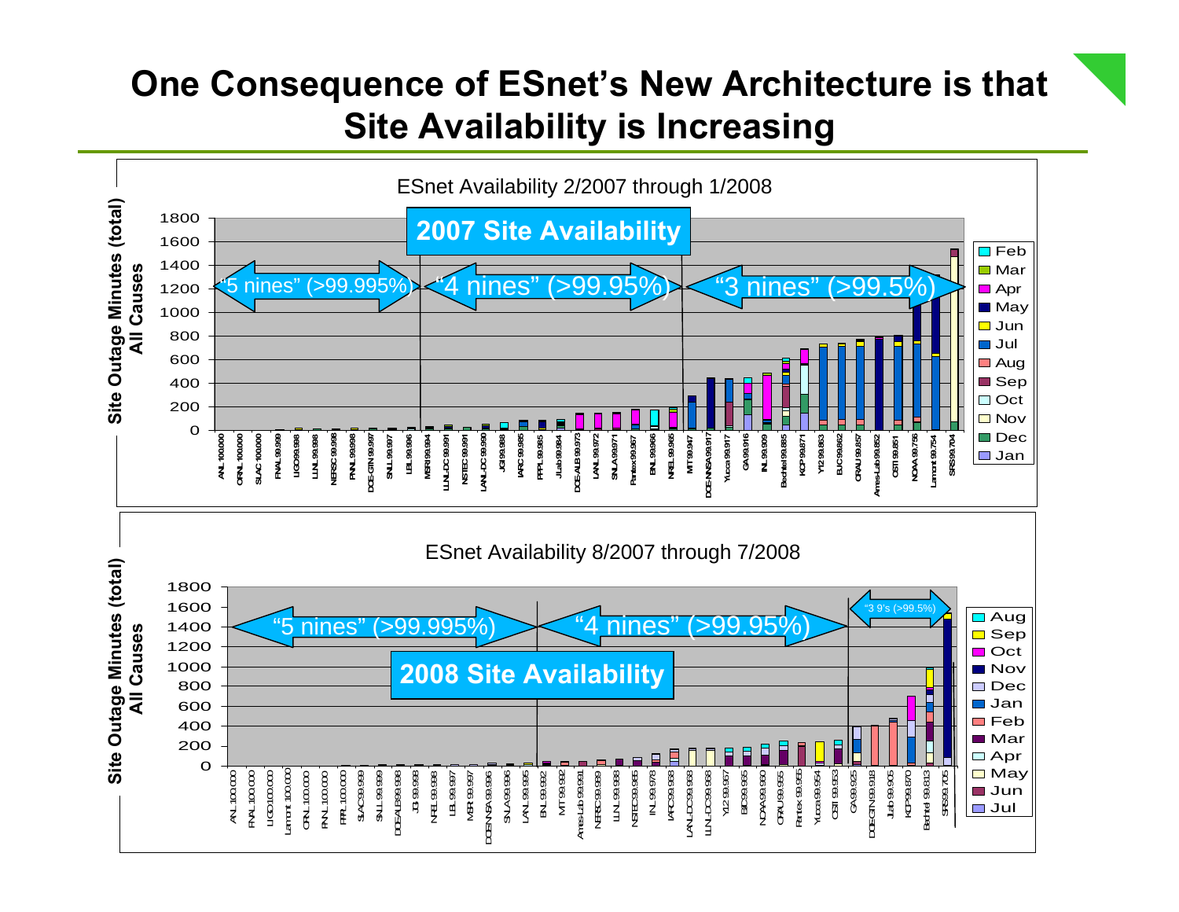# One Consequence of ESnet's New Architecture is that Site Availability is Increasing

ESnet Availability 2/2007 through 1/2008

**2007 Site Availability**

"5 nines" (>99.995%) | "4 nines" (>99.95%) | "3 nines" (>99.5%)

Site Outage Minutes (total) All Causes

Legend: Feb, Mar, Apr, May, Jun, Jul, Aug, Sep, Oct, Nov, Dec, Jan

ANL 100.000, ORNL 100.000, SLAC 100.000, FNAL 99.999, LIGO 99.998, LLNL 99.998, NERSC 99.998, PNNL 99.998, DOE-GTN 99.997, SNLL 99.997, LBL 99.996, MSRI 99.994, LLNL-DC 99.991, NSTEC 99.991, LANL-DC 99.990, JGI 99.988, IARC 99.985, PPPL 99.985, JLab 99.984, DOE-ALB 99.973, LANL 99.972, SNLA 99.971, Pantex 99.967, BNL 99.966, NREL 99.965, MIT 99.947, DOE-NNSA 99.917, Yucca 99.917, GA 99.916, INL 99.909, Bechtel 99.885, KCP 99.871, Y12 99.863, BJC 99.862, ORAU 99.857, Ames-Lab 99.852, OSTI 99.851, NOAA 99.756, Lamont 99.754, SRS 99.704

ESnet Availability 8/2007 through 7/2008

**2008 Site Availability**

"5 nines" (>99.995%) | "4 nines" (>99.95%) | "3 9's (>99.5%)

Site Outage Minutes (total) All Causes

Legend: Aug, Sep, Oct, Nov, Dec, Jan, Feb, Mar, Apr, May, Jun, Jul

ANL 100.000, FNAL 100.000, LIGO 100.000, Lamont 100.000, ORNL 100.000, PNNL 100.000, PPPL 100.000, SLAC 99.999, SNLL 99.999, DOE-ALB 99.998, JGI 99.998, NREL 99.998, LBL 99.997, MSRI 99.997, DOE-NNSA 99.996, SNLA 99.996, LANL 99.995, BNL 99.992, MIT 99.992, Ames-Lab 99.991, NERSC 99.989, LLNL 99.988, NSTEC 99.985, INL 99.978, IARC 99.968, LANL-DC 99.968, LLNL-DC 99.968, Y12 99.967, BJC 99.965, NOAA 99.960, ORAU 99.955, Pantex 99.955, Yucca 99.954, OSTI 99.953, GA 99.925, DOE-GTN 99.918, JLab 99.905, KCP 99.870, Bechtel 99.813, SRS 99.705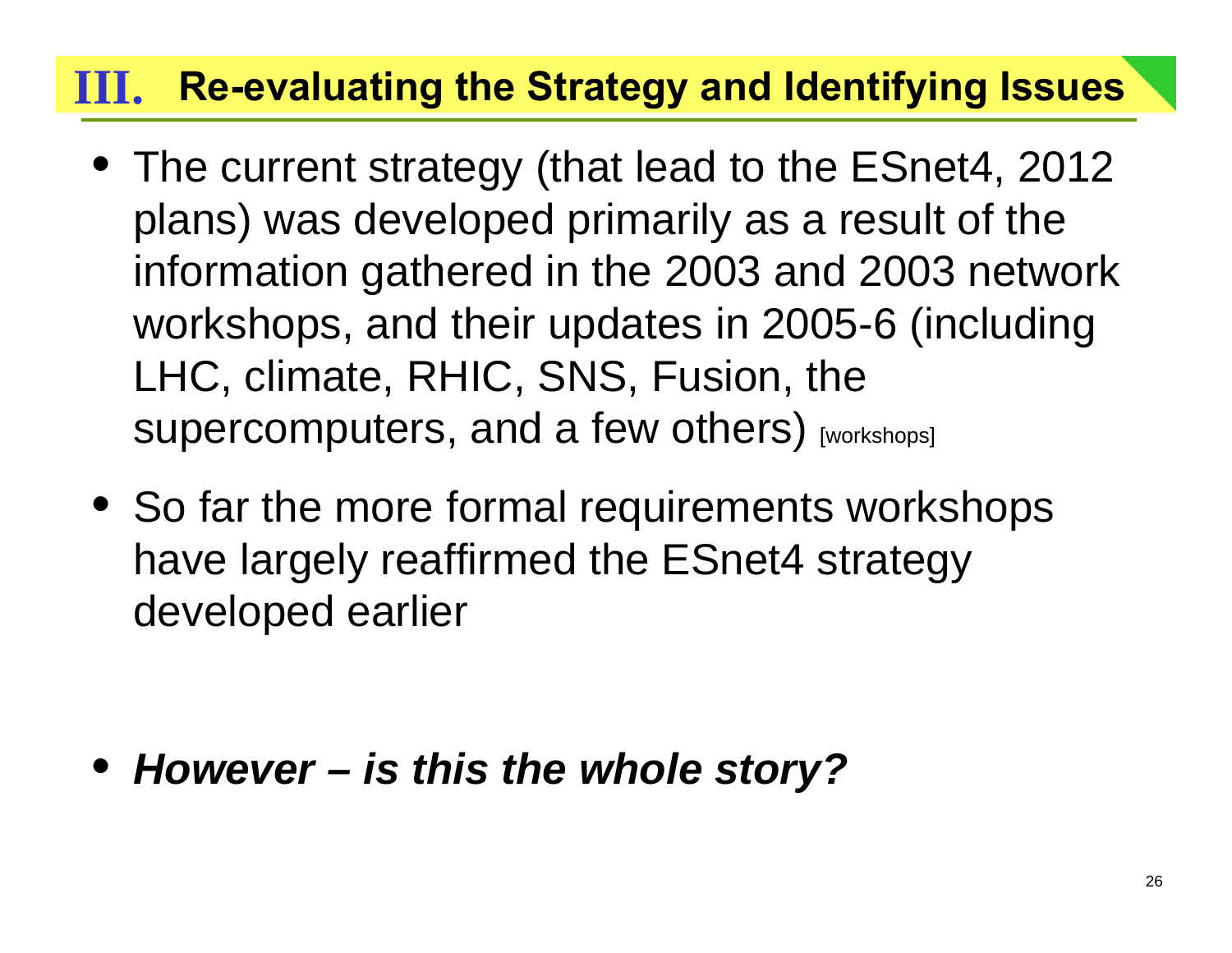# III. Re-evaluating the Strategy and Identifying Issues

- The current strategy (that lead to the ESnet4, 2012 plans) was developed primarily as a result of the information gathered in the 2003 and 2003 network workshops, and their updates in 2005-6 (including LHC, climate, RHIC, SNS, Fusion, the supercomputers, and a few others) [workshops]
- So far the more formal requirements workshops have largely reaffirmed the ESnet4 strategy developed earlier
- ***However – is this the whole story?***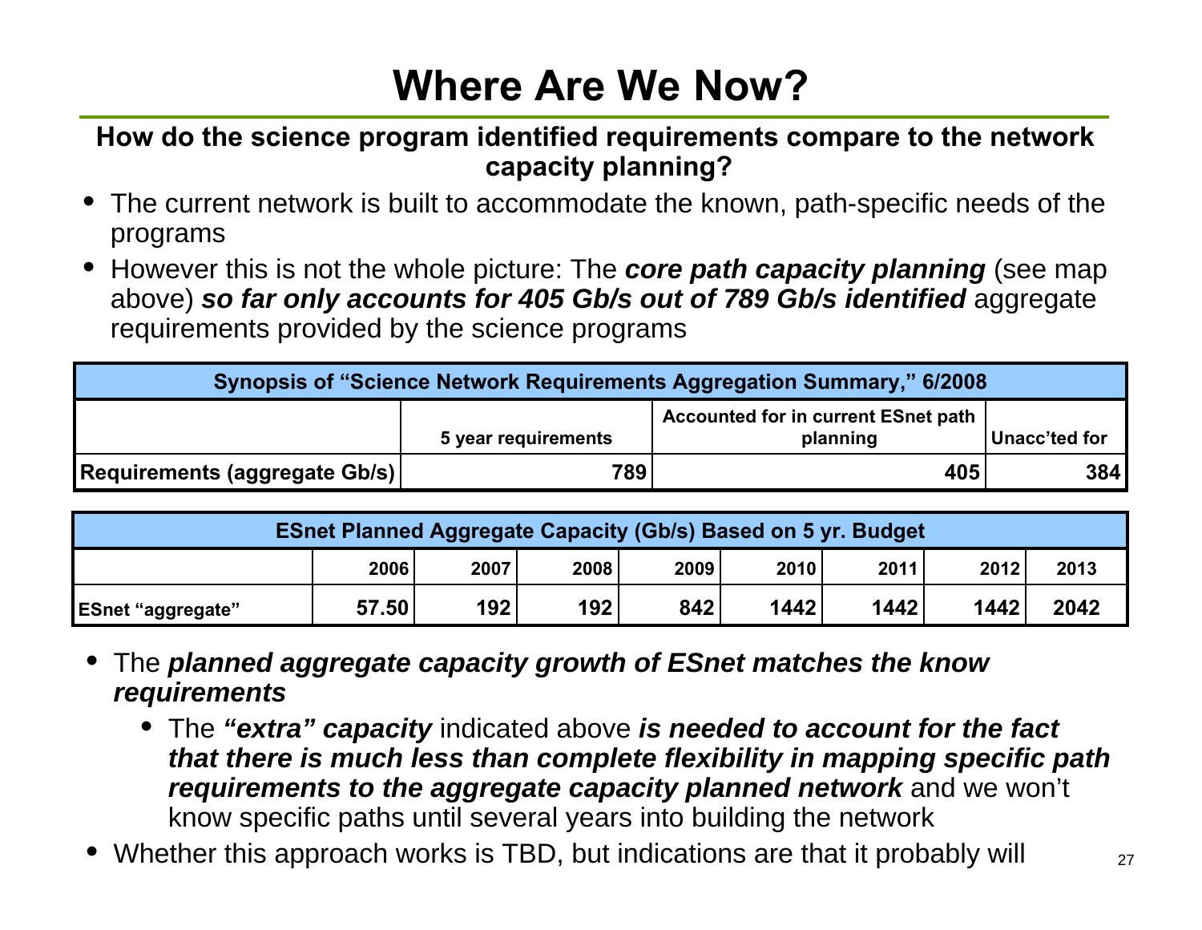# Where Are We Now?

**How do the science program identified requirements compare to the network capacity planning?**

- The current network is built to accommodate the known, path-specific needs of the programs
- However this is not the whole picture: The ***core path capacity planning*** (see map above) ***so far only accounts for 405 Gb/s out of 789 Gb/s identified*** aggregate requirements provided by the science programs

| Synopsis of "Science Network Requirements Aggregation Summary," 6/2008 | | | |
|---|---|---|---|
| | 5 year requirements | Accounted for in current ESnet path planning | Unacc'ted for |
| Requirements (aggregate Gb/s) | 789 | 405 | 384 |

| ESnet Planned Aggregate Capacity (Gb/s) Based on 5 yr. Budget | | | | | | | | |
|---|---|---|---|---|---|---|---|---|
| | 2006 | 2007 | 2008 | 2009 | 2010 | 2011 | 2012 | 2013 |
| ESnet "aggregate" | 57.50 | 192 | 192 | 842 | 1442 | 1442 | 1442 | 2042 |

- The ***planned aggregate capacity growth of ESnet matches the know requirements***
  - The ***"extra" capacity*** indicated above ***is needed to account for the fact that there is much less than complete flexibility in mapping specific path requirements to the aggregate capacity planned network*** and we won't know specific paths until several years into building the network
- Whether this approach works is TBD, but indications are that it probably will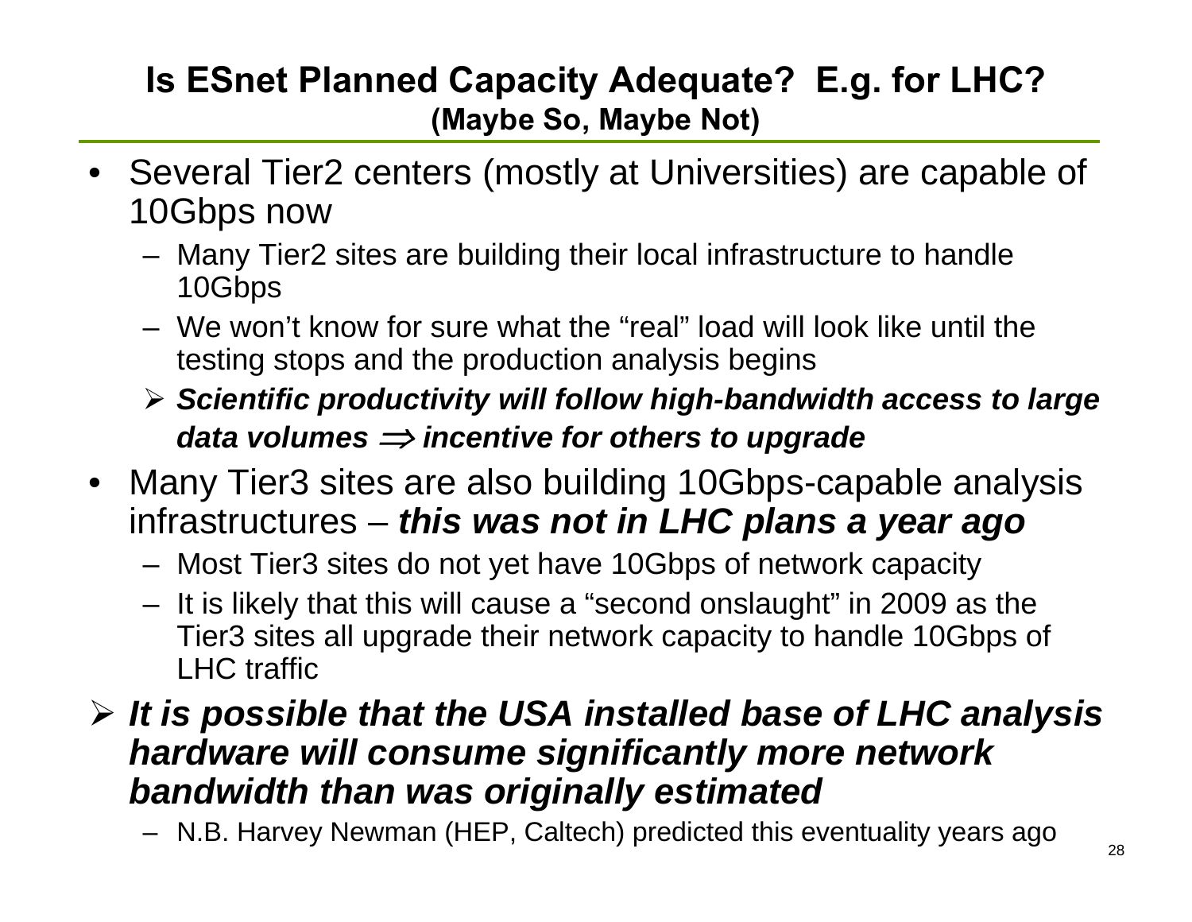# Is ESnet Planned Capacity Adequate? E.g. for LHC?

**(Maybe So, Maybe Not)**

- Several Tier2 centers (mostly at Universities) are capable of 10Gbps now
  - Many Tier2 sites are building their local infrastructure to handle 10Gbps
  - We won't know for sure what the "real" load will look like until the testing stops and the production analysis begins
  - ➢ ***Scientific productivity will follow high-bandwidth access to large data volumes $\Rightarrow$ incentive for others to upgrade***
- Many Tier3 sites are also building 10Gbps-capable analysis infrastructures – ***this was not in LHC plans a year ago***
  - Most Tier3 sites do not yet have 10Gbps of network capacity
  - It is likely that this will cause a "second onslaught" in 2009 as the Tier3 sites all upgrade their network capacity to handle 10Gbps of LHC traffic

➢ ***It is possible that the USA installed base of LHC analysis hardware will consume significantly more network bandwidth than was originally estimated***

  - N.B. Harvey Newman (HEP, Caltech) predicted this eventuality years ago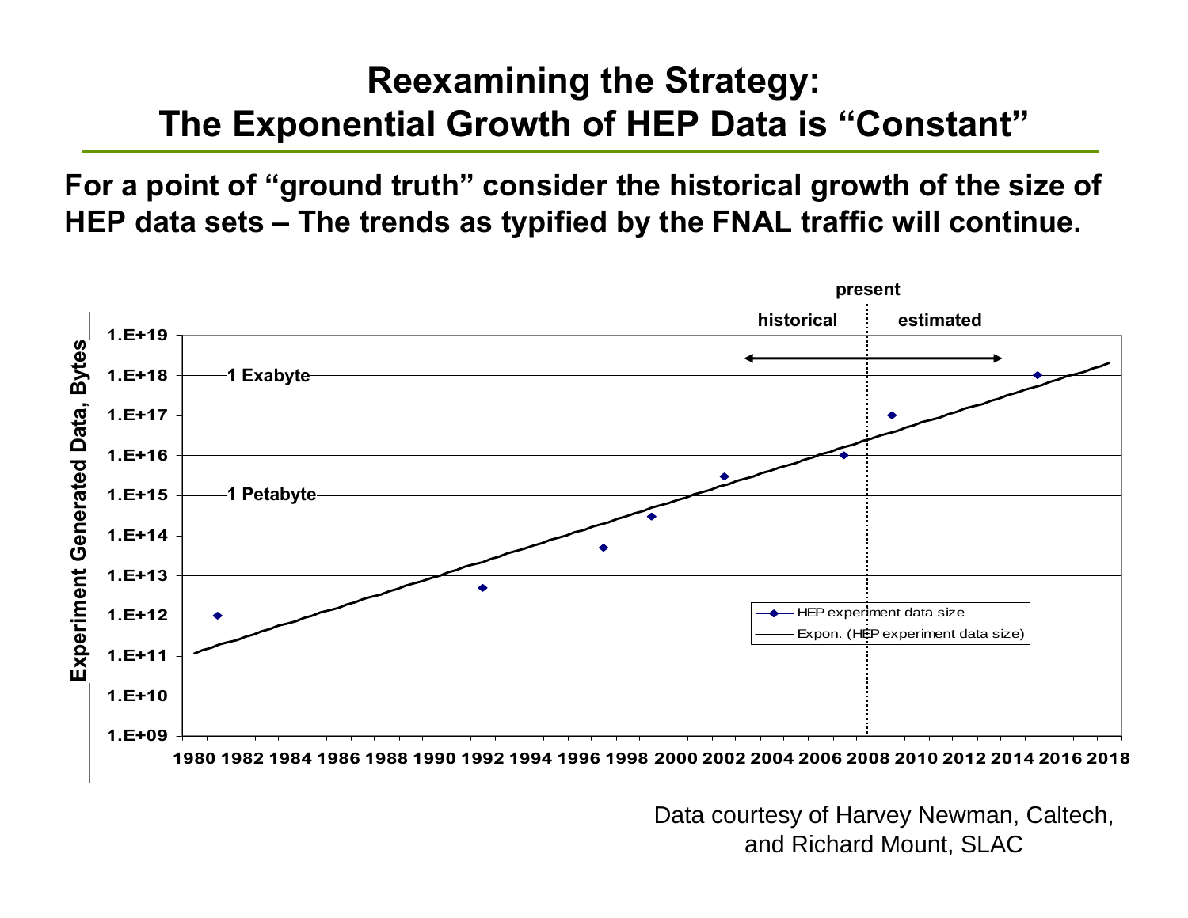# Reexamining the Strategy: The Exponential Growth of HEP Data is "Constant"

**For a point of "ground truth" consider the historical growth of the size of HEP data sets – The trends as typified by the FNAL traffic will continue.**

present

historical | estimated

Experiment Generated Data, Bytes

1.E+19
1.E+18 — 1 Exabyte
1.E+17
1.E+16
1.E+15 — 1 Petabyte
1.E+14
1.E+13
1.E+12
1.E+11
1.E+10
1.E+09

1980 1982 1984 1986 1988 1990 1992 1994 1996 1998 2000 2002 2004 2006 2008 2010 2012 2014 2016 2018

- HEP experiment data size
- Expon. (HEP experiment data size)

Data courtesy of Harvey Newman, Caltech, and Richard Mount, SLAC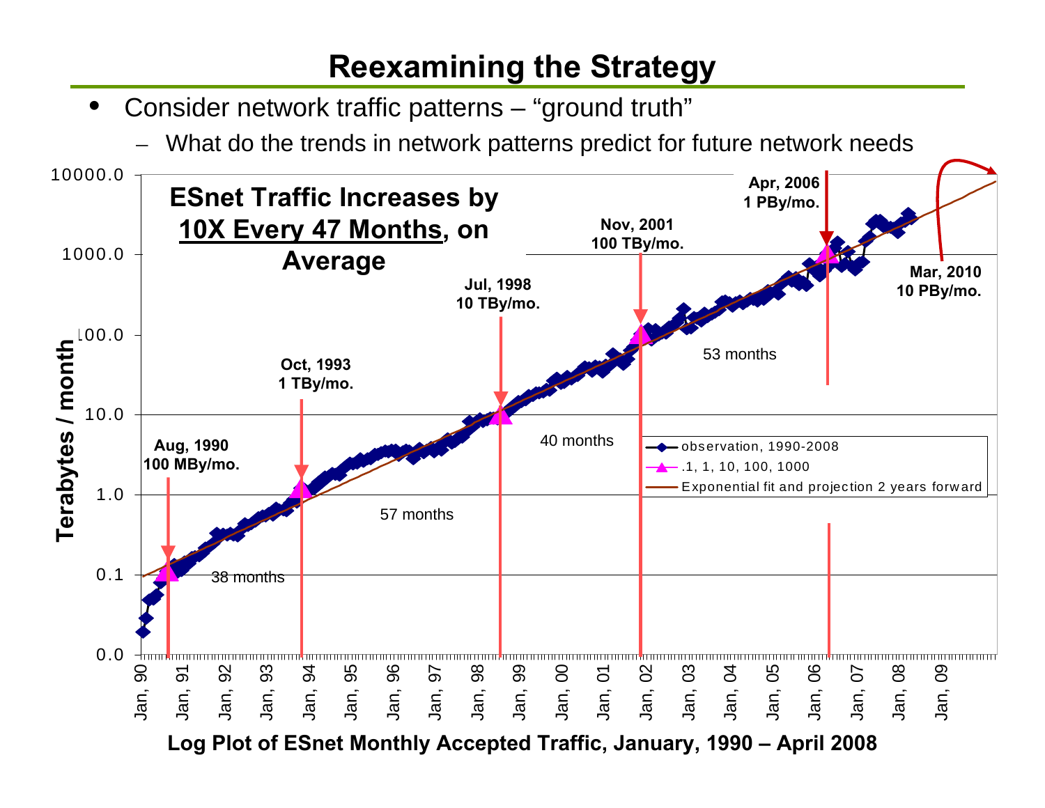# Reexamining the Strategy

- Consider network traffic patterns – "ground truth"
  - What do the trends in network patterns predict for future network needs

**ESnet Traffic Increases by 10X Every 47 Months, on Average**

Terabytes / month

10000.0, 1000.0, 100.0, 10.0, 1.0, 0.1, 0.0

- Aug, 1990 100 MBy/mo.
- Oct, 1993 1 TBy/mo.
- Jul, 1998 10 TBy/mo.
- Nov, 2001 100 TBy/mo.
- Apr, 2006 1 PBy/mo.
- Mar, 2010 10 PBy/mo.

38 months, 57 months, 40 months, 53 months

Legend:
- observation, 1990-2008
- .1, 1, 10, 100, 1000
- Exponential fit and projection 2 years forward

Jan, 90 · Jan, 91 · Jan, 92 · Jan, 93 · Jan, 94 · Jan, 95 · Jan, 96 · Jan, 97 · Jan, 98 · Jan, 99 · Jan, 00 · Jan, 01 · Jan, 02 · Jan, 03 · Jan, 04 · Jan, 05 · Jan, 06 · Jan, 07 · Jan, 08 · Jan, 09

**Log Plot of ESnet Monthly Accepted Traffic, January, 1990 – April 2008**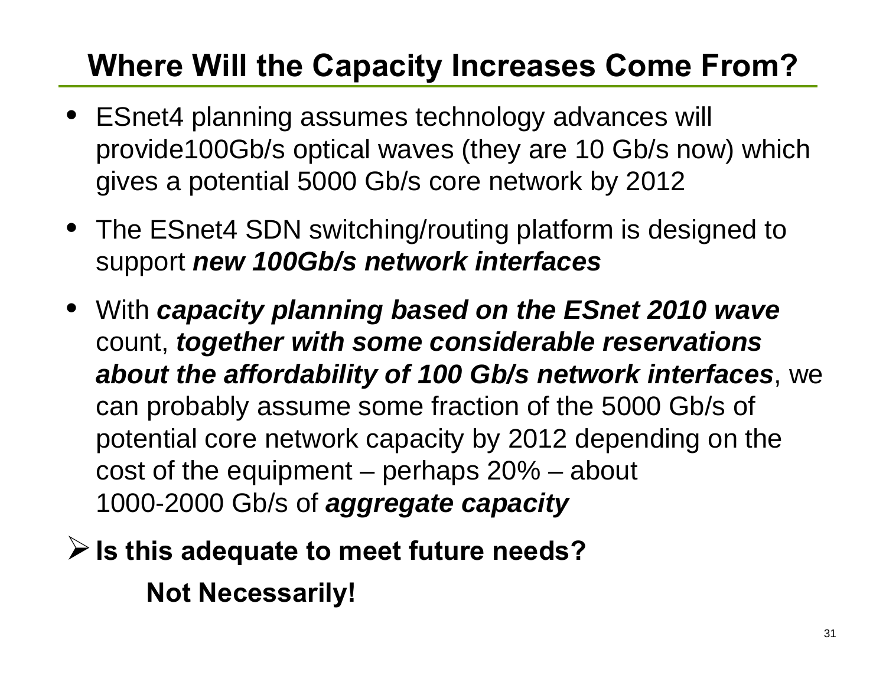# Where Will the Capacity Increases Come From?

- ESnet4 planning assumes technology advances will provide100Gb/s optical waves (they are 10 Gb/s now) which gives a potential 5000 Gb/s core network by 2012
- The ESnet4 SDN switching/routing platform is designed to support ***new 100Gb/s network interfaces***
- With ***capacity planning based on the ESnet 2010 wave*** count, ***together with some considerable reservations about the affordability of 100 Gb/s network interfaces***, we can probably assume some fraction of the 5000 Gb/s of potential core network capacity by 2012 depending on the cost of the equipment – perhaps 20% – about 1000-2000 Gb/s of ***aggregate capacity***

➢ **Is this adequate to meet future needs?**

**Not Necessarily!**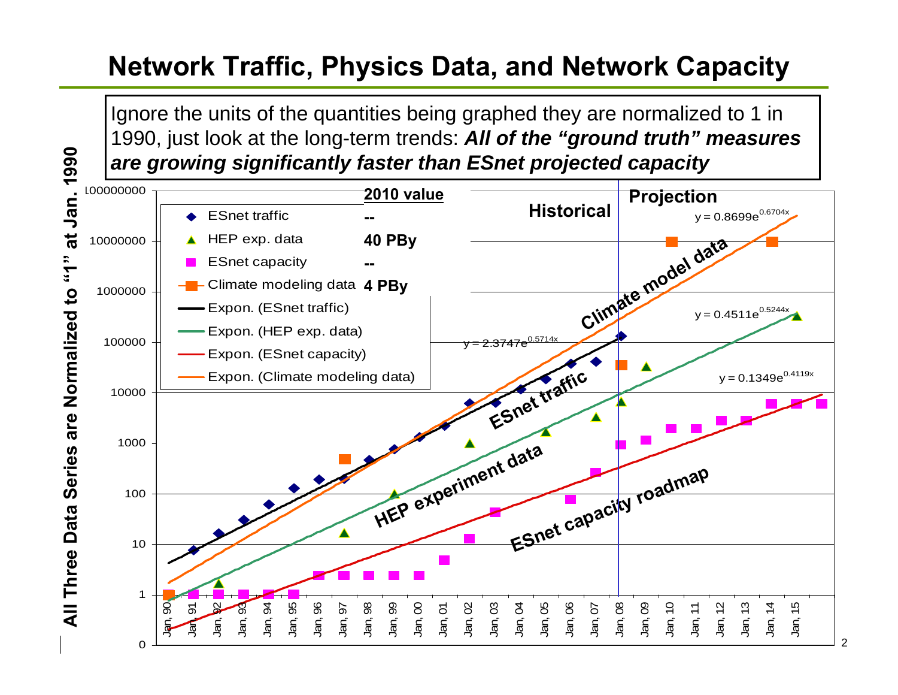# Network Traffic, Physics Data, and Network Capacity

Ignore the units of the quantities being graphed they are normalized to 1 in 1990, just look at the long-term trends: ***All of the "ground truth" measures are growing significantly faster than ESnet projected capacity***

All Three Data Series are Normalized to "1" at Jan. 1990

| | 2010 value |
| --- | --- |
| ESnet traffic | -- |
| HEP exp. data | 40 PBy |
| ESnet capacity | -- |
| Climate modeling data | 4 PBy |

Expon. (ESnet traffic)
Expon. (HEP exp. data)
Expon. (ESnet capacity)
Expon. (Climate modeling data)

Historical | Projection

$y = 0.8699e^{0.6704x}$ — Climate model data

$y = 2.3747e^{0.5714x}$ — ESnet traffic

$y = 0.4511e^{0.5244x}$ — HEP experiment data

$y = 0.1349e^{0.4119x}$ — ESnet capacity roadmap

Y-axis: 0, 1, 10, 100, 1000, 10000, 100000, 1000000, 10000000, 100000000

X-axis: Jan, 90 – Jan, 15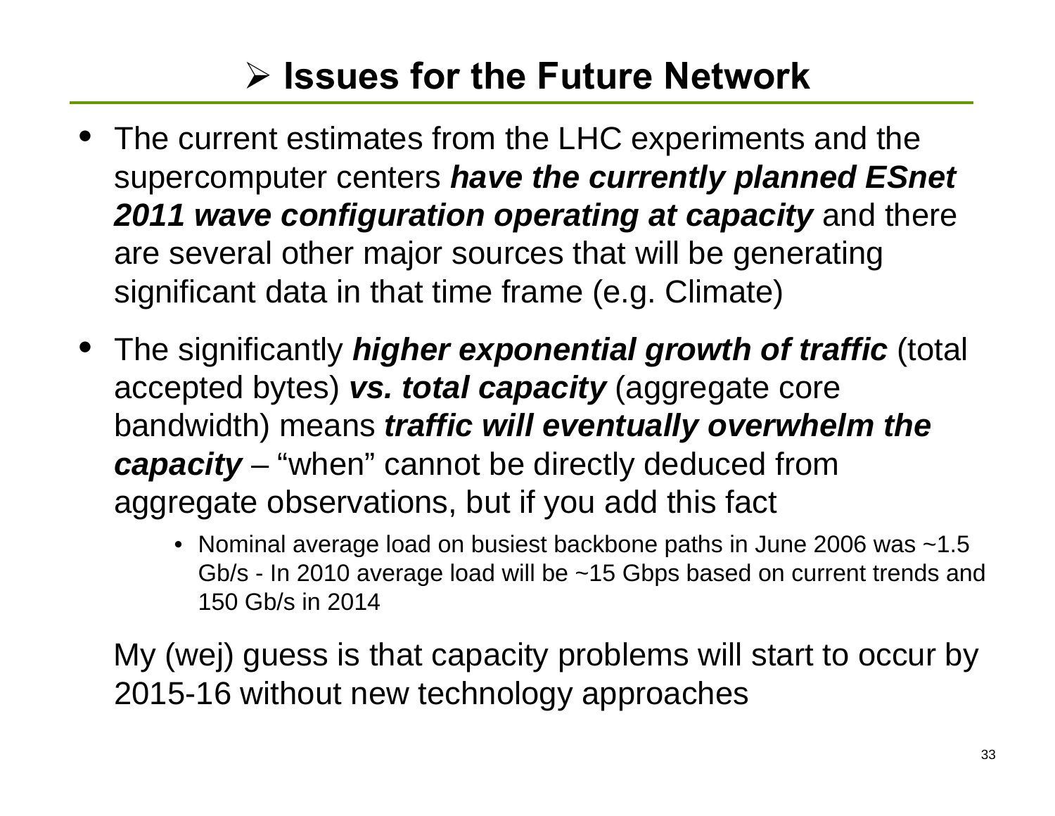# ➢ Issues for the Future Network

- The current estimates from the LHC experiments and the supercomputer centers ***have the currently planned ESnet 2011 wave configuration operating at capacity*** and there are several other major sources that will be generating significant data in that time frame (e.g. Climate)
- The significantly ***higher exponential growth of traffic*** (total accepted bytes) ***vs. total capacity*** (aggregate core bandwidth) means ***traffic will eventually overwhelm the capacity*** – "when" cannot be directly deduced from aggregate observations, but if you add this fact
  - Nominal average load on busiest backbone paths in June 2006 was ~1.5 Gb/s - In 2010 average load will be ~15 Gbps based on current trends and 150 Gb/s in 2014

  My (wej) guess is that capacity problems will start to occur by 2015-16 without new technology approaches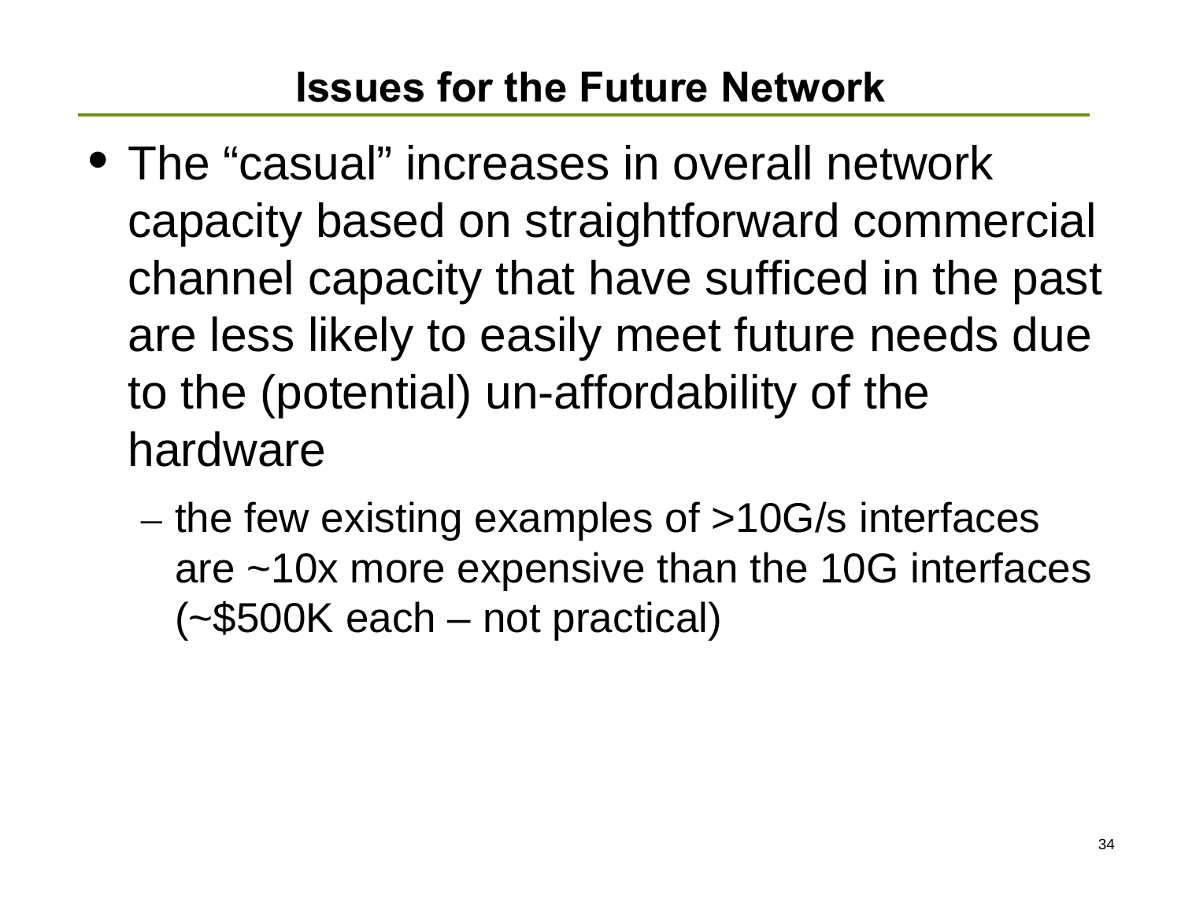# Issues for the Future Network

- The "casual" increases in overall network capacity based on straightforward commercial channel capacity that have sufficed in the past are less likely to easily meet future needs due to the (potential) un-affordability of the hardware
  - the few existing examples of >10G/s interfaces are ~10x more expensive than the 10G interfaces (~$500K each – not practical)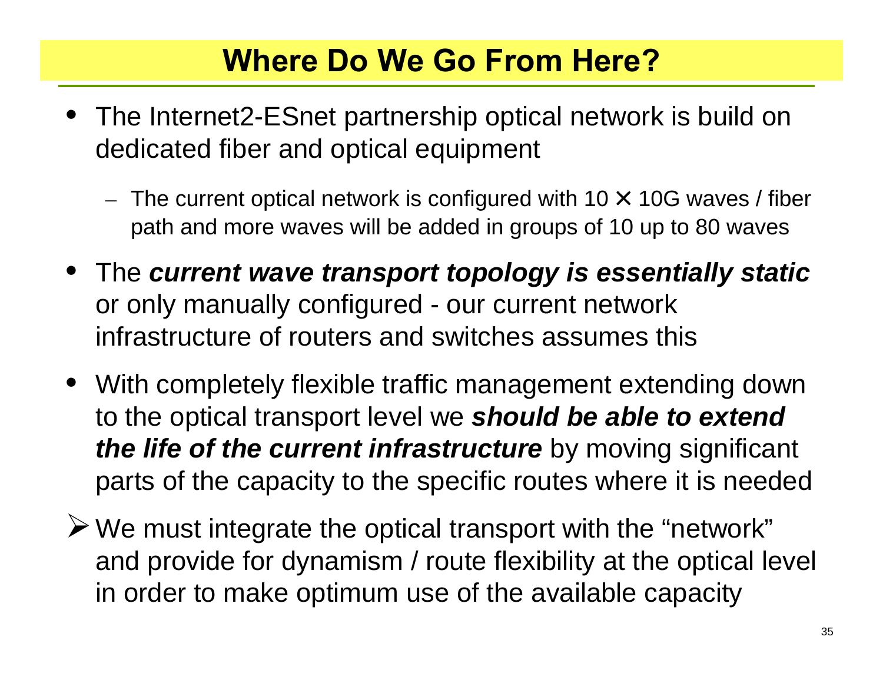# Where Do We Go From Here?

- The Internet2-ESnet partnership optical network is build on dedicated fiber and optical equipment
  - The current optical network is configured with 10 × 10G waves / fiber path and more waves will be added in groups of 10 up to 80 waves
- The ***current wave transport topology is essentially static*** or only manually configured - our current network infrastructure of routers and switches assumes this
- With completely flexible traffic management extending down to the optical transport level we ***should be able to extend the life of the current infrastructure*** by moving significant parts of the capacity to the specific routes where it is needed

➢ We must integrate the optical transport with the "network" and provide for dynamism / route flexibility at the optical level in order to make optimum use of the available capacity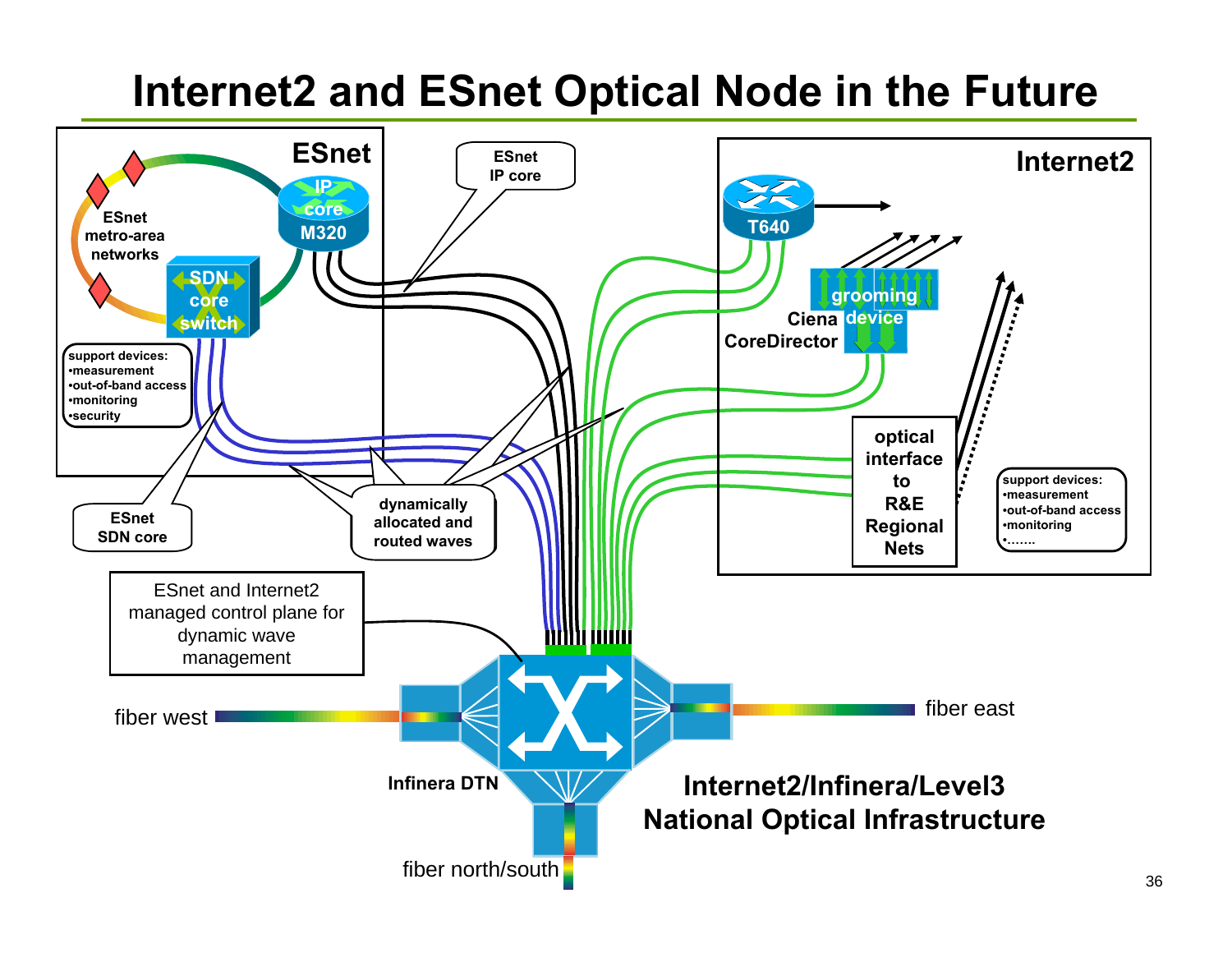# Internet2 and ESnet Optical Node in the Future

**ESnet**

ESnet metro-area networks

IP core M320

SDN core switch

support devices:
- measurement
- out-of-band access
- monitoring
- security

ESnet SDN core

ESnet IP core

dynamically allocated and routed waves

**Internet2**

T640

Ciena CoreDirector

grooming device

optical interface to R&E Regional Nets

support devices:
- measurement
- out-of-band access
- monitoring
- …….

ESnet and Internet2 managed control plane for dynamic wave management

fiber west

fiber east

Infinera DTN

fiber north/south

**Internet2/Infinera/Level3 National Optical Infrastructure**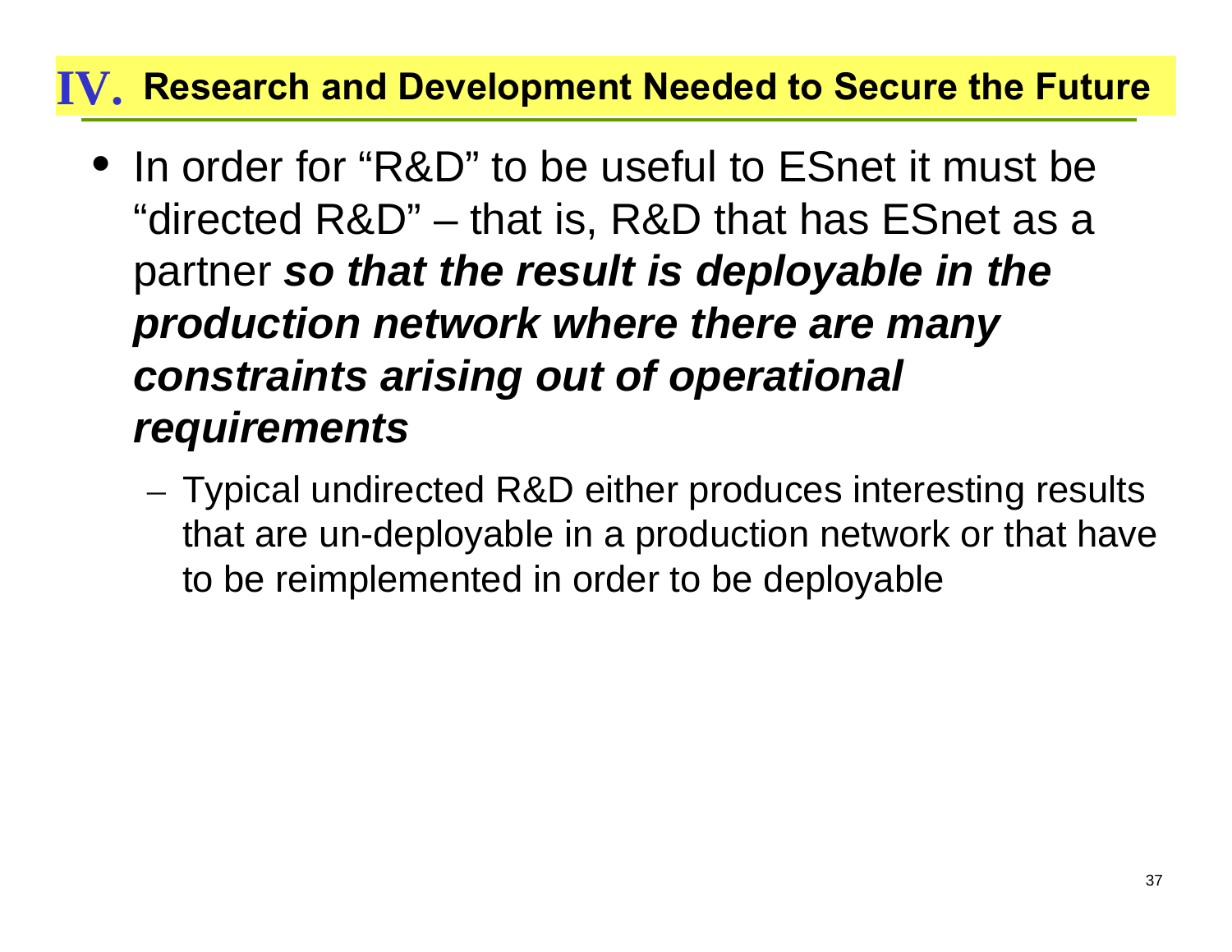# IV. Research and Development Needed to Secure the Future

- In order for "R&D" to be useful to ESnet it must be "directed R&D" – that is, R&D that has ESnet as a partner ***so that the result is deployable in the production network where there are many constraints arising out of operational requirements***
  - Typical undirected R&D either produces interesting results that are un-deployable in a production network or that have to be reimplemented in order to be deployable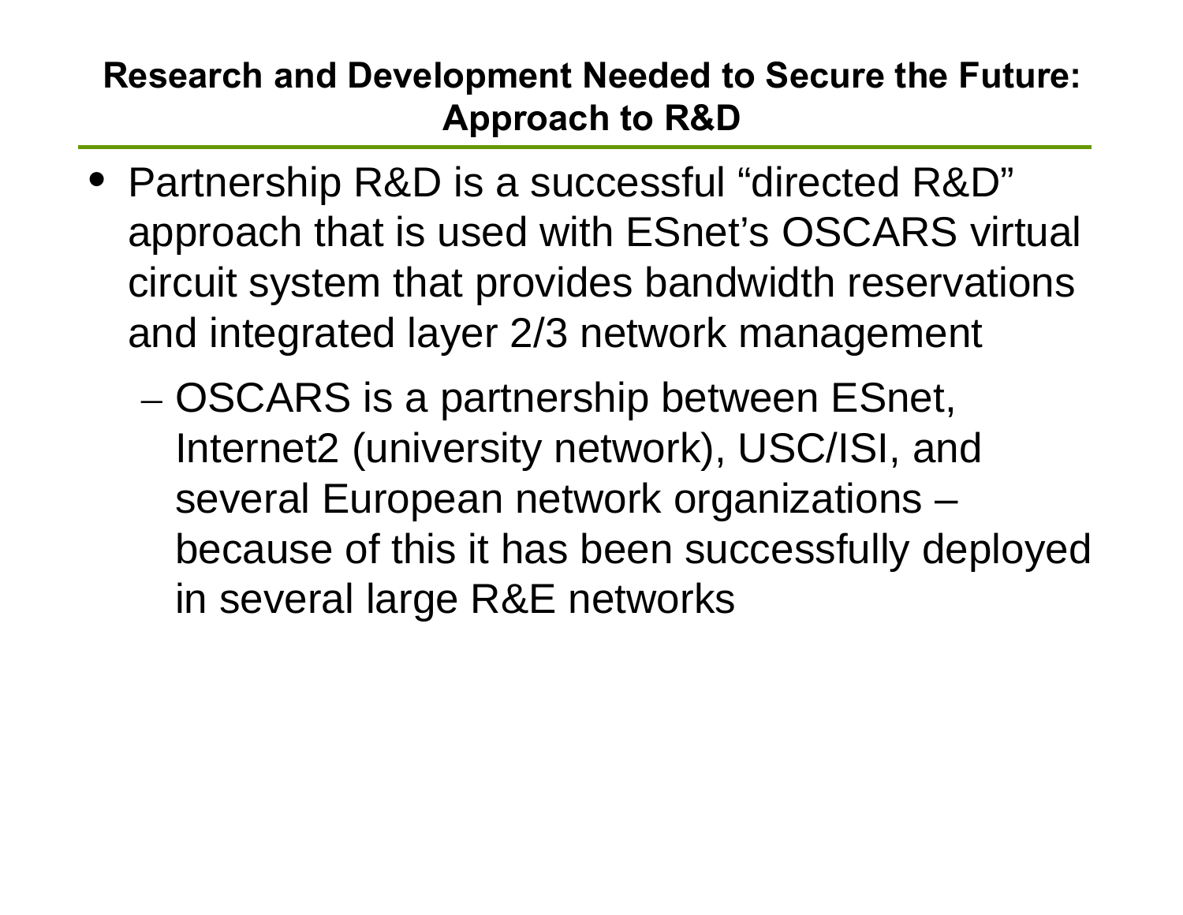## Research and Development Needed to Secure the Future: Approach to R&D

- Partnership R&D is a successful “directed R&D” approach that is used with ESnet’s OSCARS virtual circuit system that provides bandwidth reservations and integrated layer 2/3 network management
  - OSCARS is a partnership between ESnet, Internet2 (university network), USC/ISI, and several European network organizations – because of this it has been successfully deployed in several large R&E networks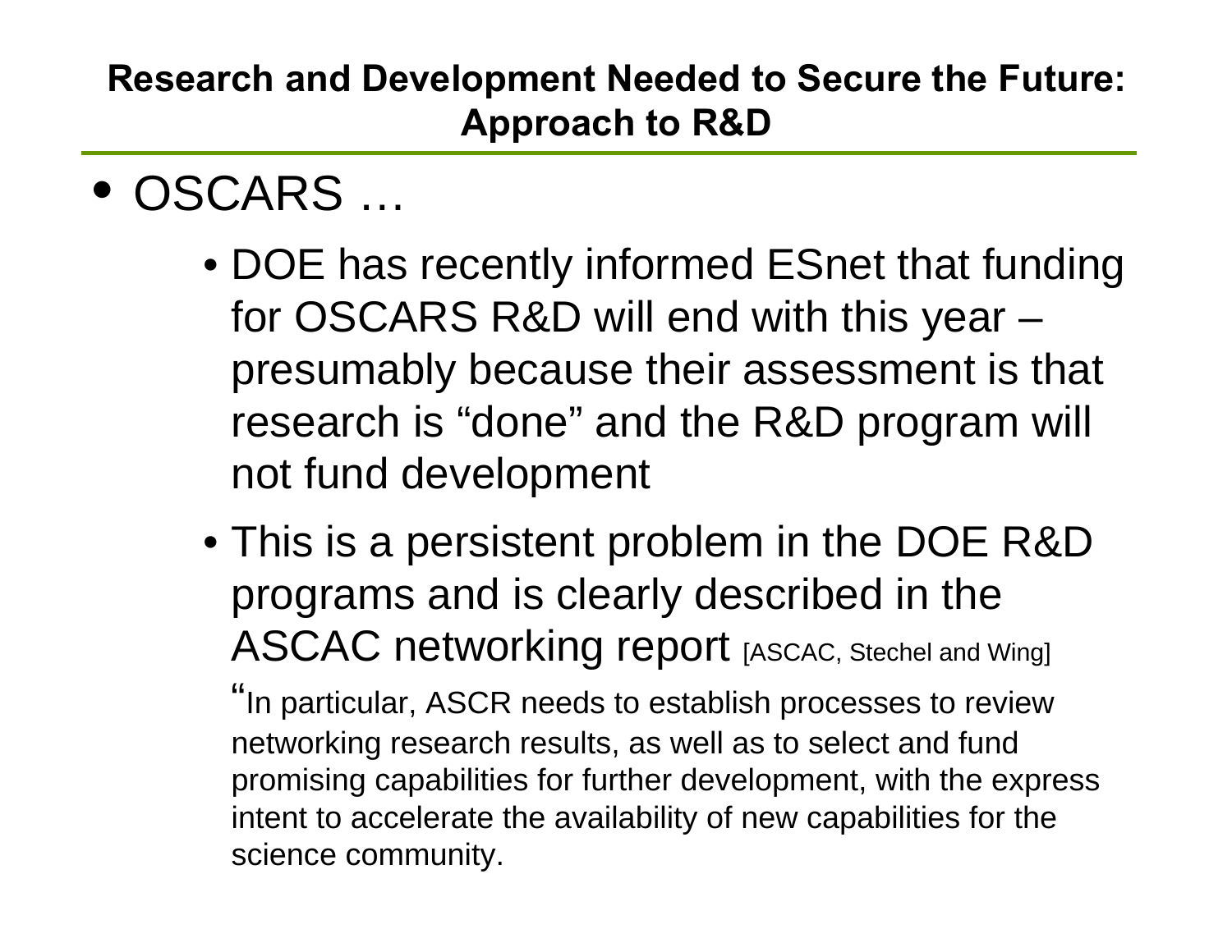## Research and Development Needed to Secure the Future: Approach to R&D

- OSCARS …
  - DOE has recently informed ESnet that funding for OSCARS R&D will end with this year – presumably because their assessment is that research is “done” and the R&D program will not fund development
  - This is a persistent problem in the DOE R&D programs and is clearly described in the ASCAC networking report [ASCAC, Stechel and Wing]

    “In particular, ASCR needs to establish processes to review networking research results, as well as to select and fund promising capabilities for further development, with the express intent to accelerate the availability of new capabilities for the science community.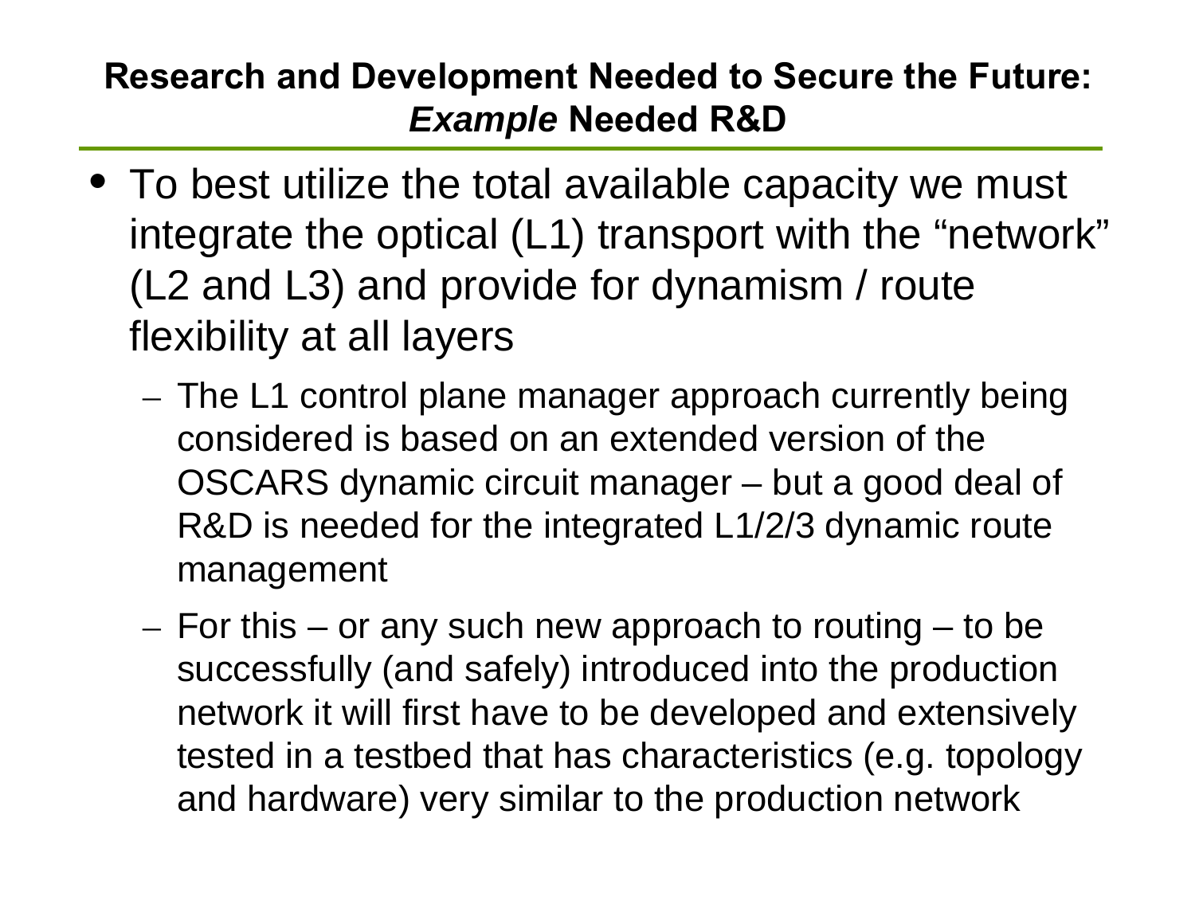## Research and Development Needed to Secure the Future: *Example* Needed R&D

- To best utilize the total available capacity we must integrate the optical (L1) transport with the "network" (L2 and L3) and provide for dynamism / route flexibility at all layers
  - The L1 control plane manager approach currently being considered is based on an extended version of the OSCARS dynamic circuit manager – but a good deal of R&D is needed for the integrated L1/2/3 dynamic route management
  - For this – or any such new approach to routing – to be successfully (and safely) introduced into the production network it will first have to be developed and extensively tested in a testbed that has characteristics (e.g. topology and hardware) very similar to the production network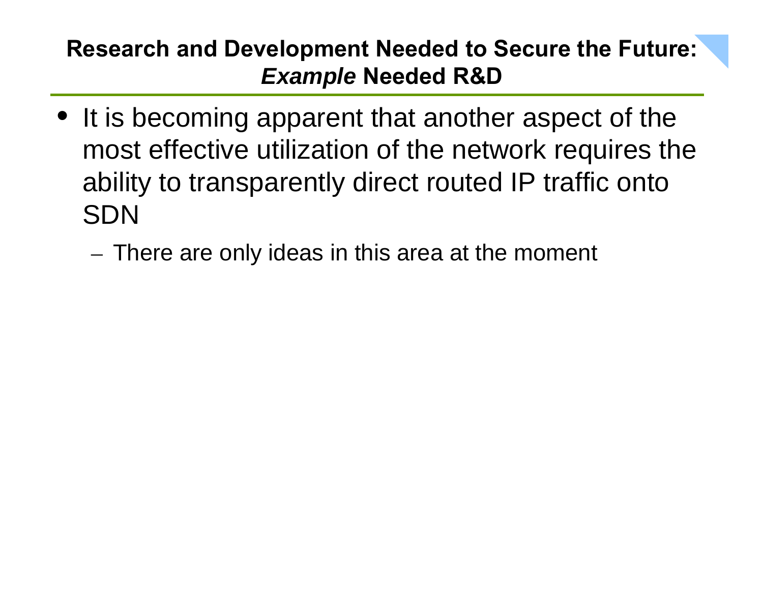## Research and Development Needed to Secure the Future: *Example* Needed R&D

- It is becoming apparent that another aspect of the most effective utilization of the network requires the ability to transparently direct routed IP traffic onto SDN
  - There are only ideas in this area at the moment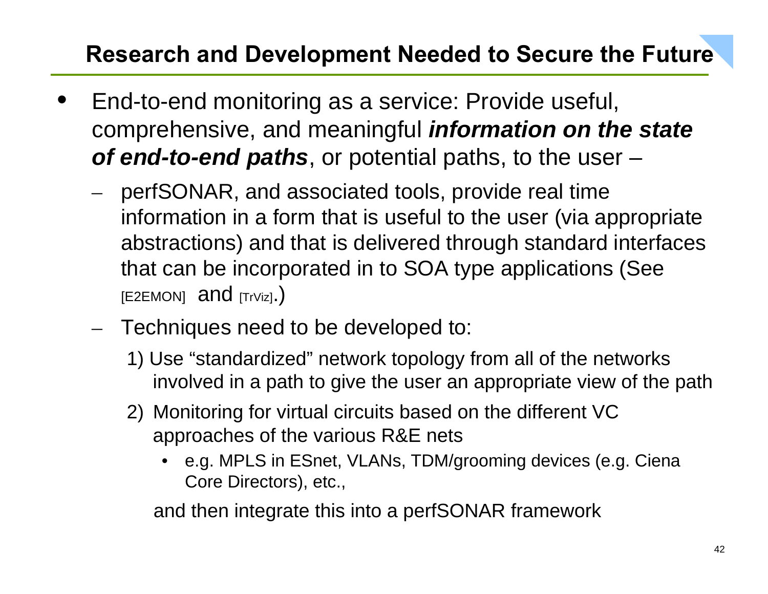## Research and Development Needed to Secure the Future

- End-to-end monitoring as a service: Provide useful, comprehensive, and meaningful ***information on the state of end-to-end paths***, or potential paths, to the user –
  - perfSONAR, and associated tools, provide real time information in a form that is useful to the user (via appropriate abstractions) and that is delivered through standard interfaces that can be incorporated in to SOA type applications (See [E2EMON] and [TrViz].)
  - Techniques need to be developed to:

    1) Use “standardized” network topology from all of the networks involved in a path to give the user an appropriate view of the path

    2) Monitoring for virtual circuits based on the different VC approaches of the various R&E nets

       - e.g. MPLS in ESnet, VLANs, TDM/grooming devices (e.g. Ciena Core Directors), etc.,

    and then integrate this into a perfSONAR framework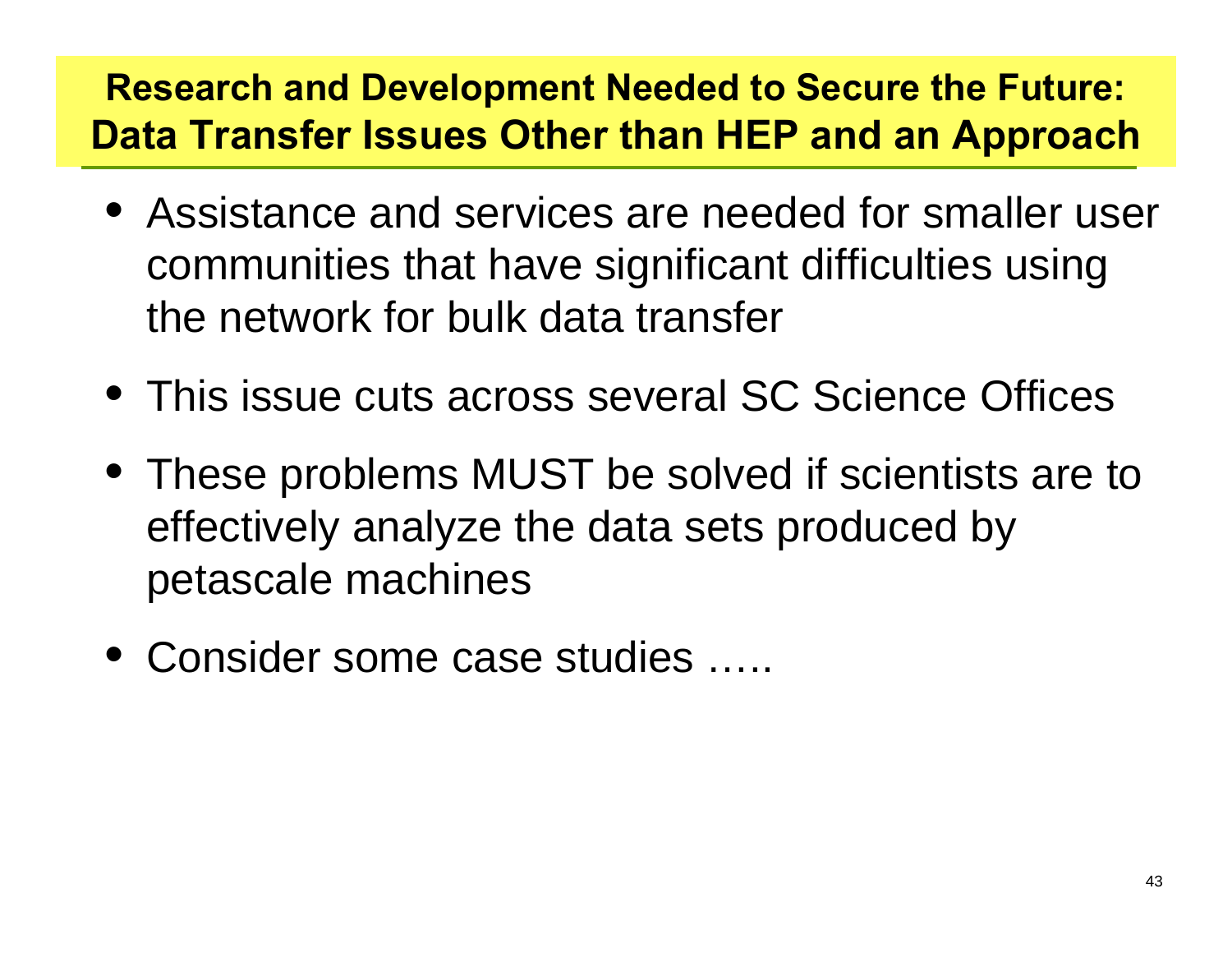## Research and Development Needed to Secure the Future: Data Transfer Issues Other than HEP and an Approach

- Assistance and services are needed for smaller user communities that have significant difficulties using the network for bulk data transfer
- This issue cuts across several SC Science Offices
- These problems MUST be solved if scientists are to effectively analyze the data sets produced by petascale machines
- Consider some case studies …..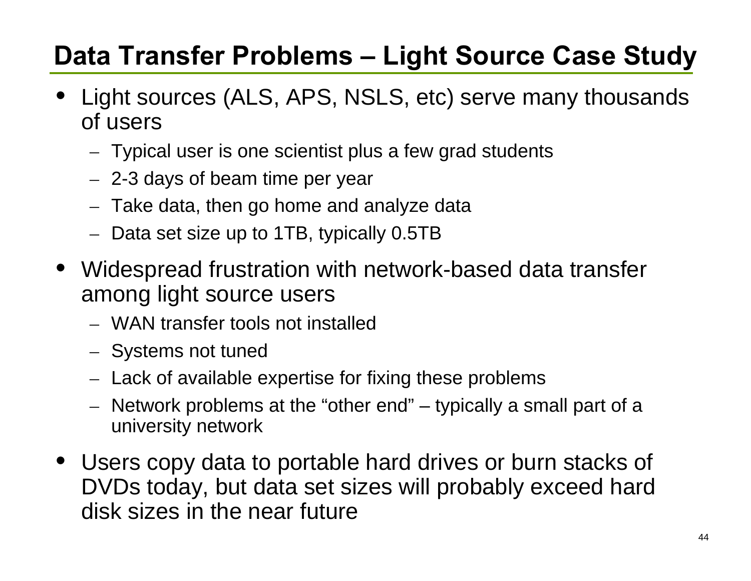# Data Transfer Problems – Light Source Case Study

- Light sources (ALS, APS, NSLS, etc) serve many thousands of users
  - Typical user is one scientist plus a few grad students
  - 2-3 days of beam time per year
  - Take data, then go home and analyze data
  - Data set size up to 1TB, typically 0.5TB
- Widespread frustration with network-based data transfer among light source users
  - WAN transfer tools not installed
  - Systems not tuned
  - Lack of available expertise for fixing these problems
  - Network problems at the “other end” – typically a small part of a university network
- Users copy data to portable hard drives or burn stacks of DVDs today, but data set sizes will probably exceed hard disk sizes in the near future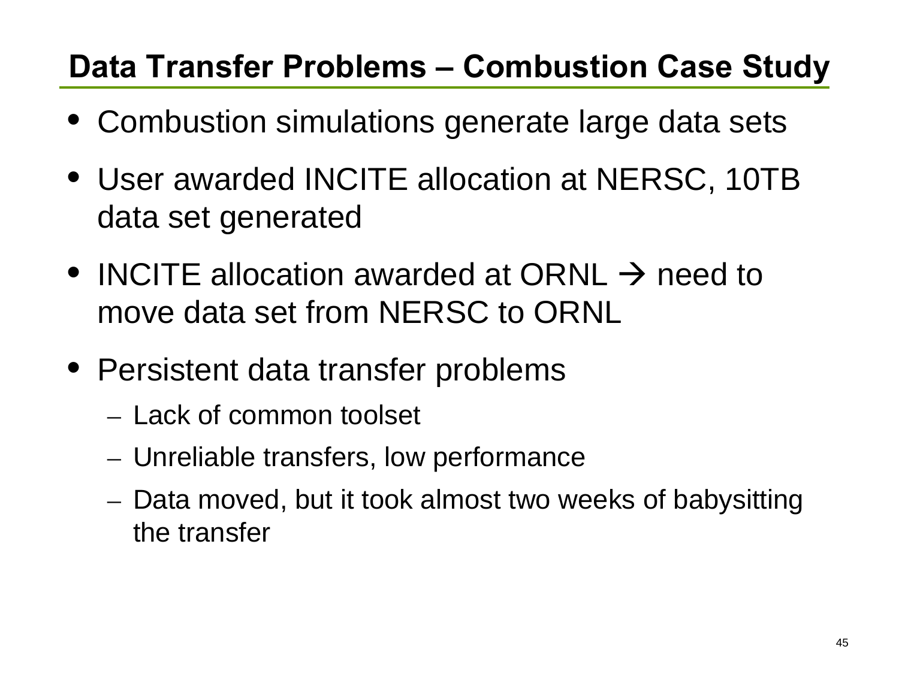## Data Transfer Problems – Combustion Case Study

- Combustion simulations generate large data sets
- User awarded INCITE allocation at NERSC, 10TB data set generated
- INCITE allocation awarded at ORNL → need to move data set from NERSC to ORNL
- Persistent data transfer problems
  - Lack of common toolset
  - Unreliable transfers, low performance
  - Data moved, but it took almost two weeks of babysitting the transfer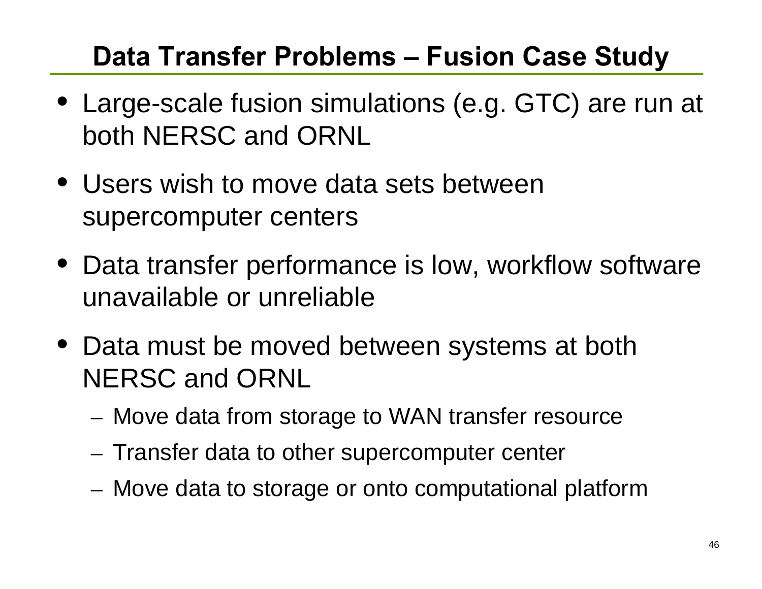# Data Transfer Problems – Fusion Case Study

- Large-scale fusion simulations (e.g. GTC) are run at both NERSC and ORNL
- Users wish to move data sets between supercomputer centers
- Data transfer performance is low, workflow software unavailable or unreliable
- Data must be moved between systems at both NERSC and ORNL
  - Move data from storage to WAN transfer resource
  - Transfer data to other supercomputer center
  - Move data to storage or onto computational platform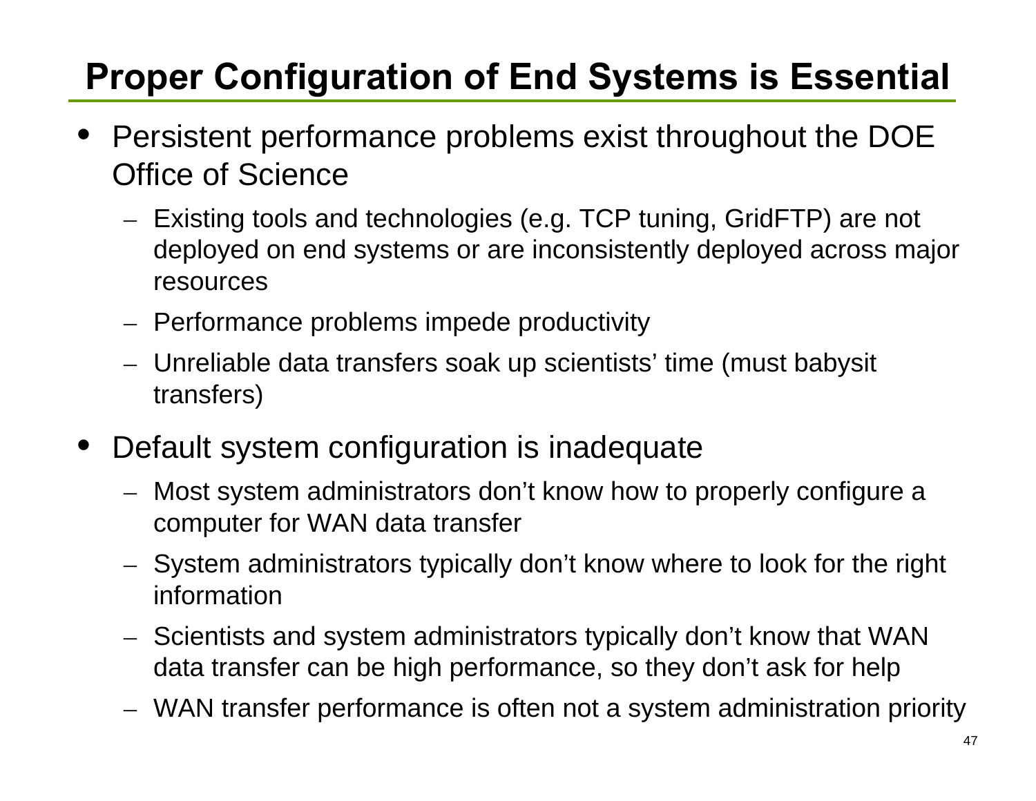# Proper Configuration of End Systems is Essential

- Persistent performance problems exist throughout the DOE Office of Science
  - Existing tools and technologies (e.g. TCP tuning, GridFTP) are not deployed on end systems or are inconsistently deployed across major resources
  - Performance problems impede productivity
  - Unreliable data transfers soak up scientists' time (must babysit transfers)
- Default system configuration is inadequate
  - Most system administrators don't know how to properly configure a computer for WAN data transfer
  - System administrators typically don't know where to look for the right information
  - Scientists and system administrators typically don't know that WAN data transfer can be high performance, so they don't ask for help
  - WAN transfer performance is often not a system administration priority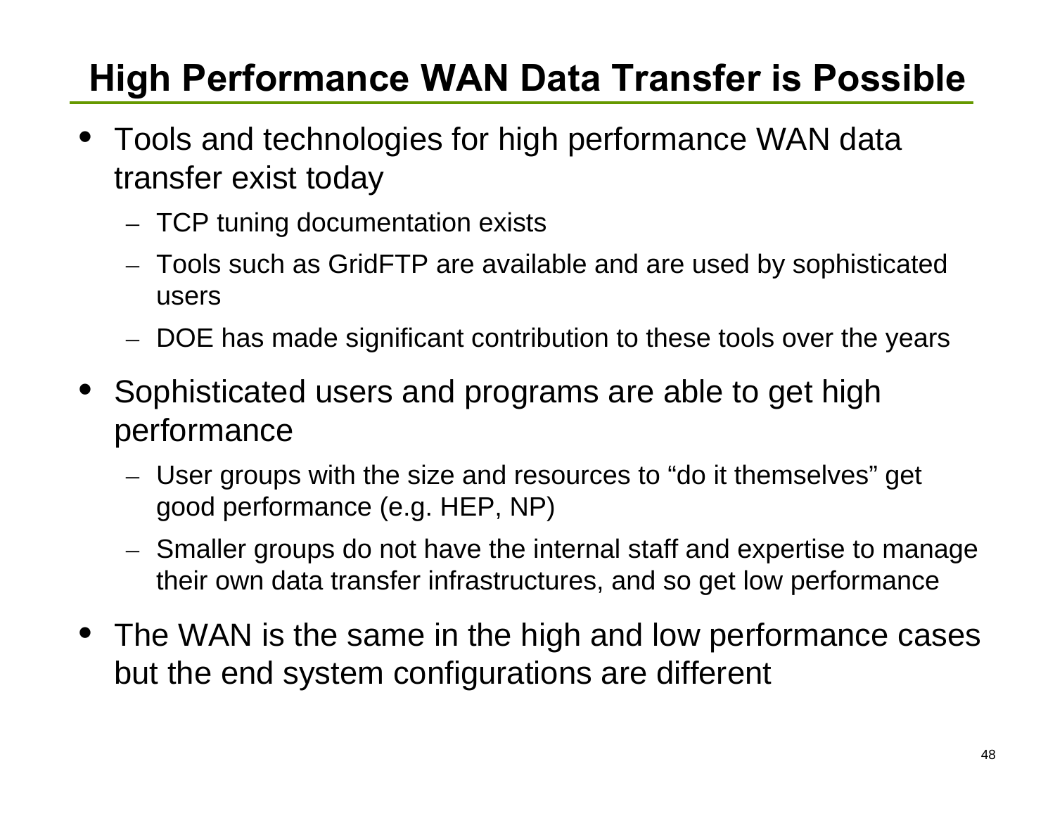# High Performance WAN Data Transfer is Possible

- Tools and technologies for high performance WAN data transfer exist today
  - TCP tuning documentation exists
  - Tools such as GridFTP are available and are used by sophisticated users
  - DOE has made significant contribution to these tools over the years
- Sophisticated users and programs are able to get high performance
  - User groups with the size and resources to “do it themselves” get good performance (e.g. HEP, NP)
  - Smaller groups do not have the internal staff and expertise to manage their own data transfer infrastructures, and so get low performance
- The WAN is the same in the high and low performance cases but the end system configurations are different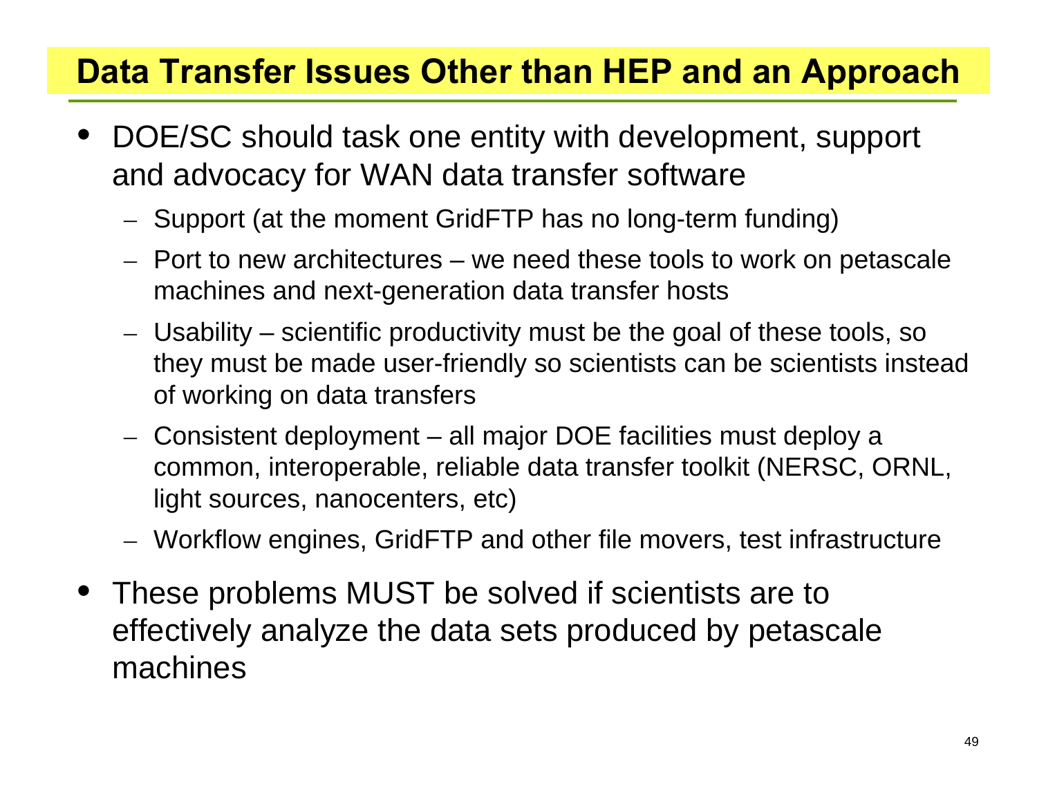# Data Transfer Issues Other than HEP and an Approach

- DOE/SC should task one entity with development, support and advocacy for WAN data transfer software
  - Support (at the moment GridFTP has no long-term funding)
  - Port to new architectures – we need these tools to work on petascale machines and next-generation data transfer hosts
  - Usability – scientific productivity must be the goal of these tools, so they must be made user-friendly so scientists can be scientists instead of working on data transfers
  - Consistent deployment – all major DOE facilities must deploy a common, interoperable, reliable data transfer toolkit (NERSC, ORNL, light sources, nanocenters, etc)
  - Workflow engines, GridFTP and other file movers, test infrastructure
- These problems MUST be solved if scientists are to effectively analyze the data sets produced by petascale machines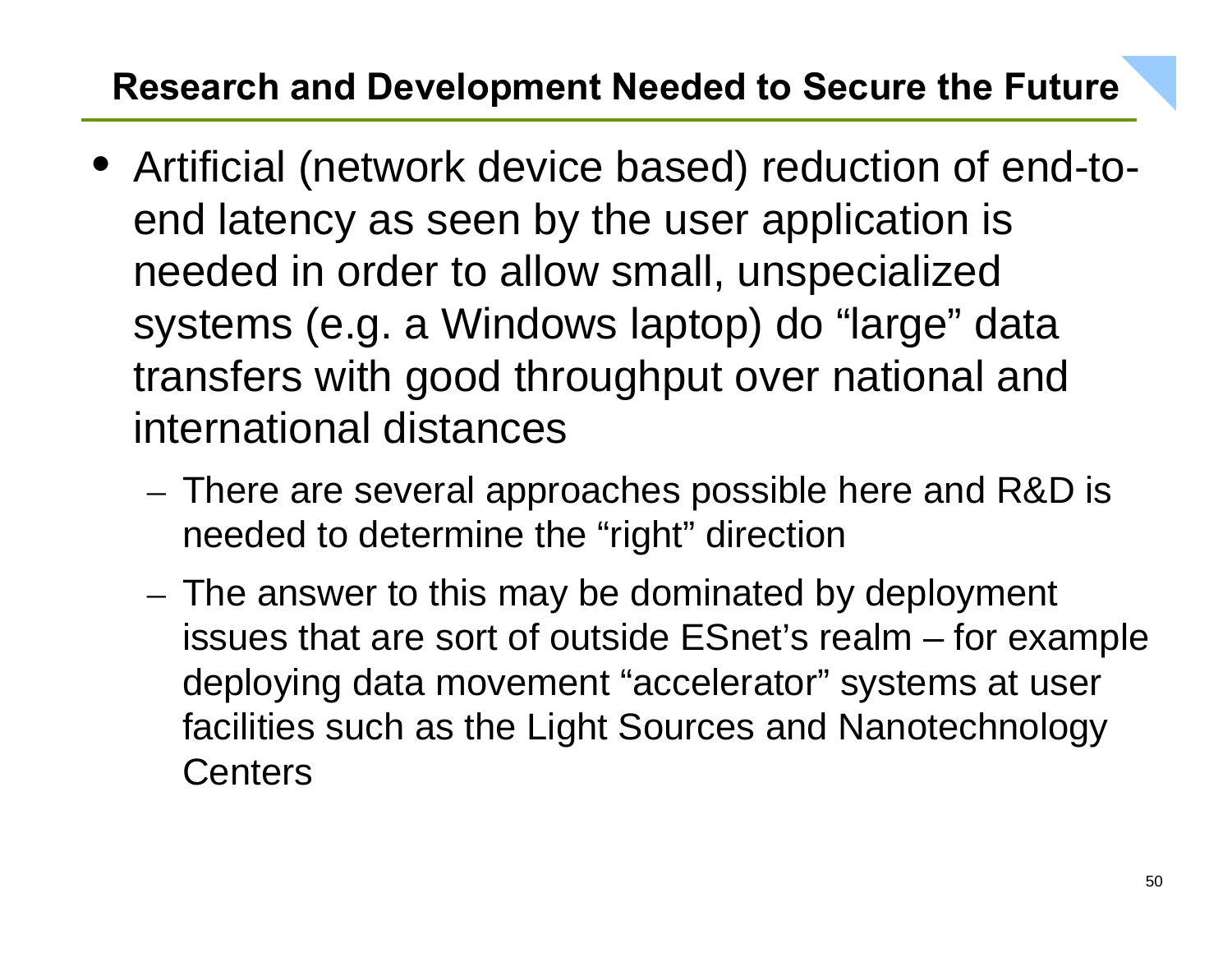## Research and Development Needed to Secure the Future

- Artificial (network device based) reduction of end-to-end latency as seen by the user application is needed in order to allow small, unspecialized systems (e.g. a Windows laptop) do “large” data transfers with good throughput over national and international distances
  - There are several approaches possible here and R&D is needed to determine the “right” direction
  - The answer to this may be dominated by deployment issues that are sort of outside ESnet’s realm – for example deploying data movement “accelerator” systems at user facilities such as the Light Sources and Nanotechnology Centers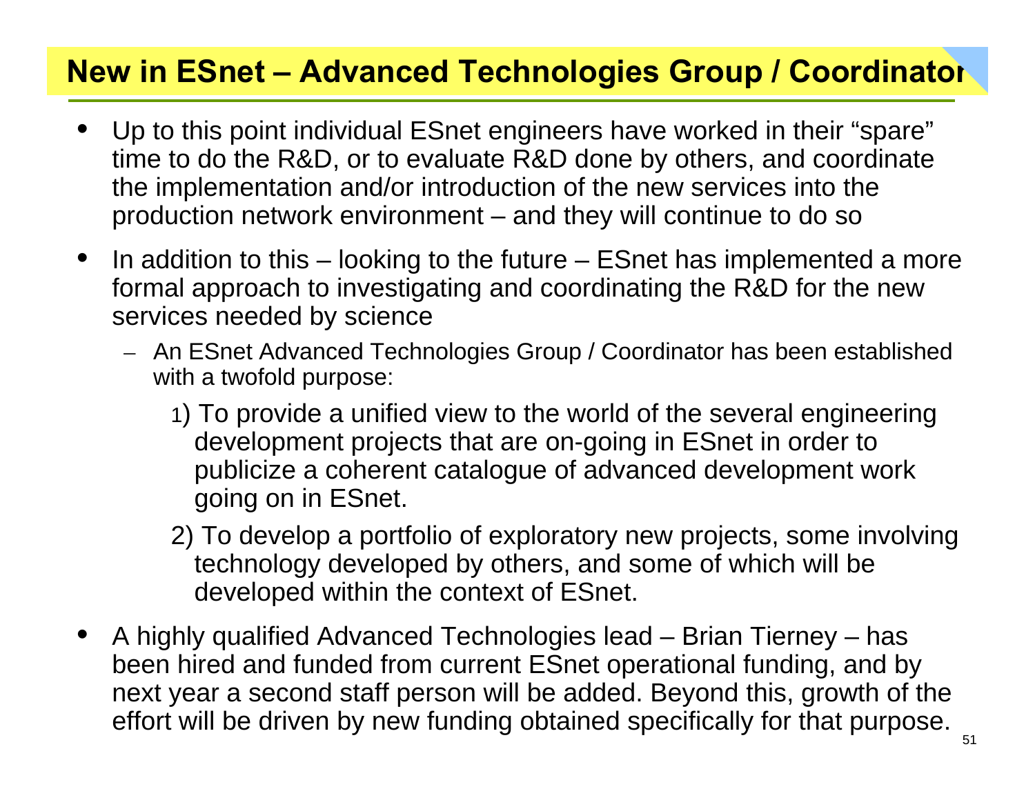# New in ESnet – Advanced Technologies Group / Coordinator

- Up to this point individual ESnet engineers have worked in their "spare" time to do the R&D, or to evaluate R&D done by others, and coordinate the implementation and/or introduction of the new services into the production network environment – and they will continue to do so
- In addition to this – looking to the future – ESnet has implemented a more formal approach to investigating and coordinating the R&D for the new services needed by science
  - An ESnet Advanced Technologies Group / Coordinator has been established with a twofold purpose:
    1) To provide a unified view to the world of the several engineering development projects that are on-going in ESnet in order to publicize a coherent catalogue of advanced development work going on in ESnet.
    2) To develop a portfolio of exploratory new projects, some involving technology developed by others, and some of which will be developed within the context of ESnet.
- A highly qualified Advanced Technologies lead – Brian Tierney – has been hired and funded from current ESnet operational funding, and by next year a second staff person will be added. Beyond this, growth of the effort will be driven by new funding obtained specifically for that purpose.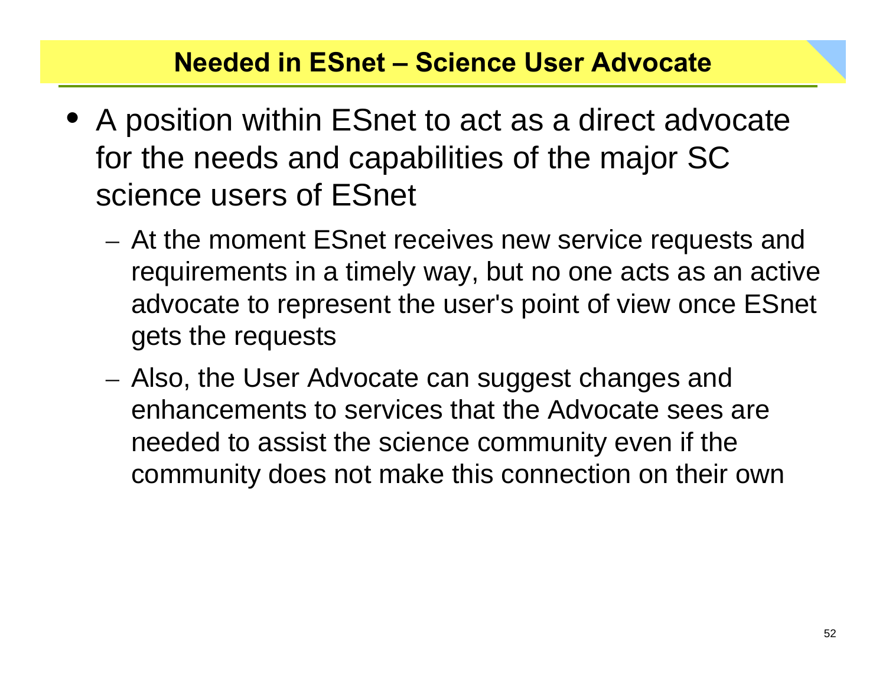# Needed in ESnet – Science User Advocate

- A position within ESnet to act as a direct advocate for the needs and capabilities of the major SC science users of ESnet
  - At the moment ESnet receives new service requests and requirements in a timely way, but no one acts as an active advocate to represent the user's point of view once ESnet gets the requests
  - Also, the User Advocate can suggest changes and enhancements to services that the Advocate sees are needed to assist the science community even if the community does not make this connection on their own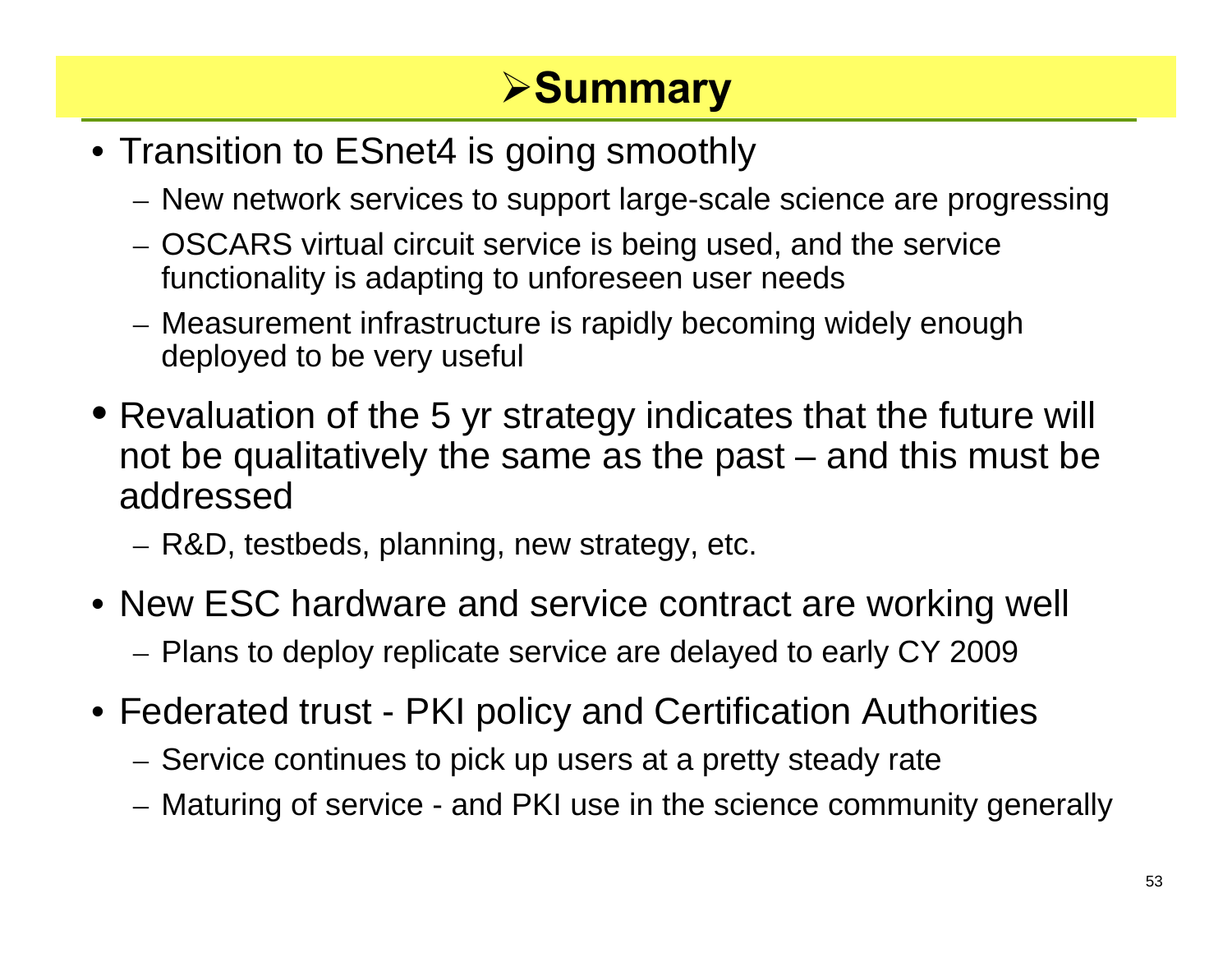# Summary

- Transition to ESnet4 is going smoothly
  - New network services to support large-scale science are progressing
  - OSCARS virtual circuit service is being used, and the service functionality is adapting to unforeseen user needs
  - Measurement infrastructure is rapidly becoming widely enough deployed to be very useful
- Revaluation of the 5 yr strategy indicates that the future will not be qualitatively the same as the past – and this must be addressed
  - R&D, testbeds, planning, new strategy, etc.
- New ESC hardware and service contract are working well
  - Plans to deploy replicate service are delayed to early CY 2009
- Federated trust - PKI policy and Certification Authorities
  - Service continues to pick up users at a pretty steady rate
  - Maturing of service - and PKI use in the science community generally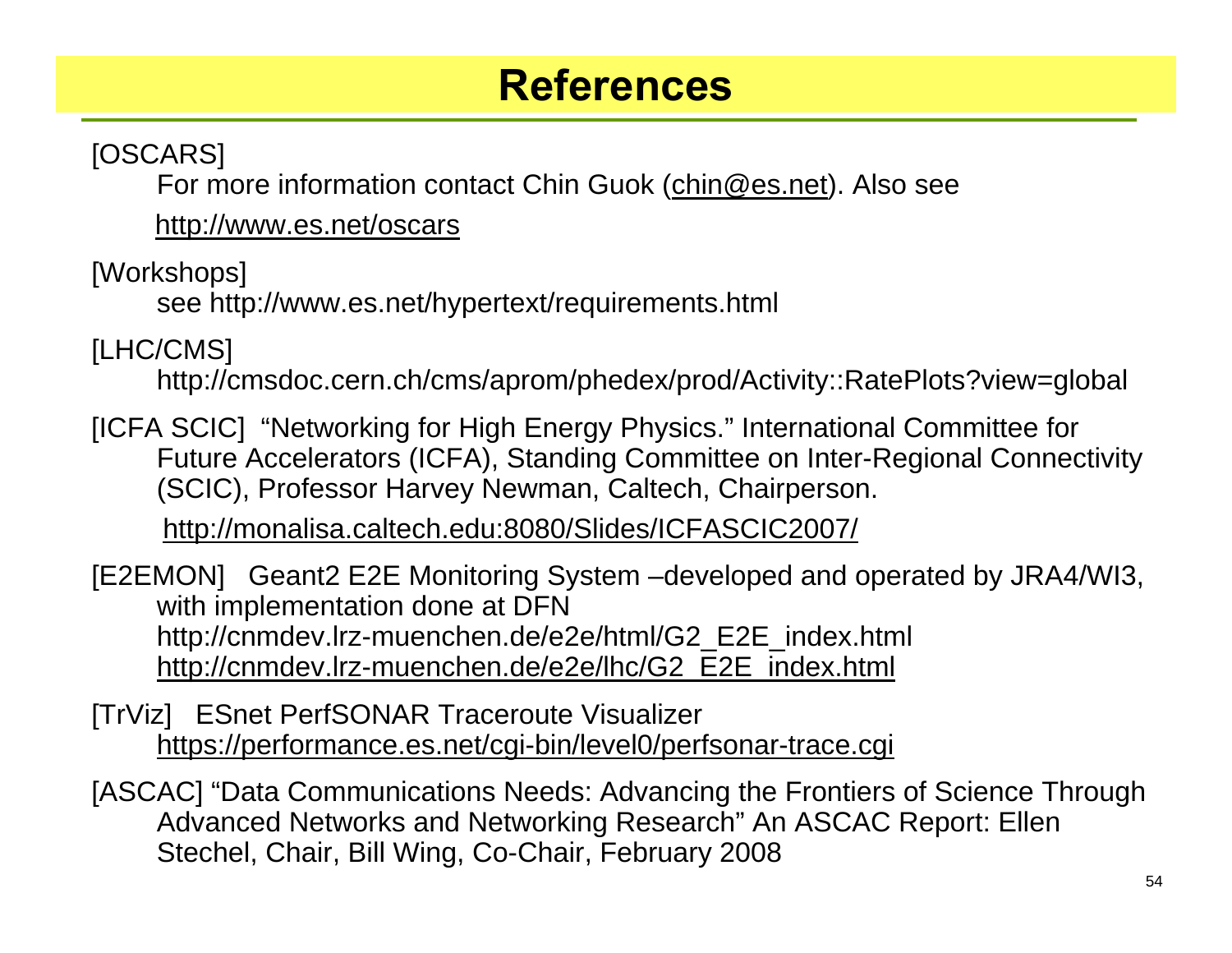# References

[OSCARS]

For more information contact Chin Guok (chin@es.net). Also see

http://www.es.net/oscars

[Workshops]

see http://www.es.net/hypertext/requirements.html

[LHC/CMS]

http://cmsdoc.cern.ch/cms/aprom/phedex/prod/Activity::RatePlots?view=global

[ICFA SCIC] "Networking for High Energy Physics." International Committee for Future Accelerators (ICFA), Standing Committee on Inter-Regional Connectivity (SCIC), Professor Harvey Newman, Caltech, Chairperson.

http://monalisa.caltech.edu:8080/Slides/ICFASCIC2007/

[E2EMON] Geant2 E2E Monitoring System –developed and operated by JRA4/WI3, with implementation done at DFN
http://cnmdev.lrz-muenchen.de/e2e/html/G2_E2E_index.html
http://cnmdev.lrz-muenchen.de/e2e/lhc/G2_E2E_index.html

[TrViz] ESnet PerfSONAR Traceroute Visualizer
https://performance.es.net/cgi-bin/level0/perfsonar-trace.cgi

[ASCAC] "Data Communications Needs: Advancing the Frontiers of Science Through Advanced Networks and Networking Research" An ASCAC Report: Ellen Stechel, Chair, Bill Wing, Co-Chair, February 2008